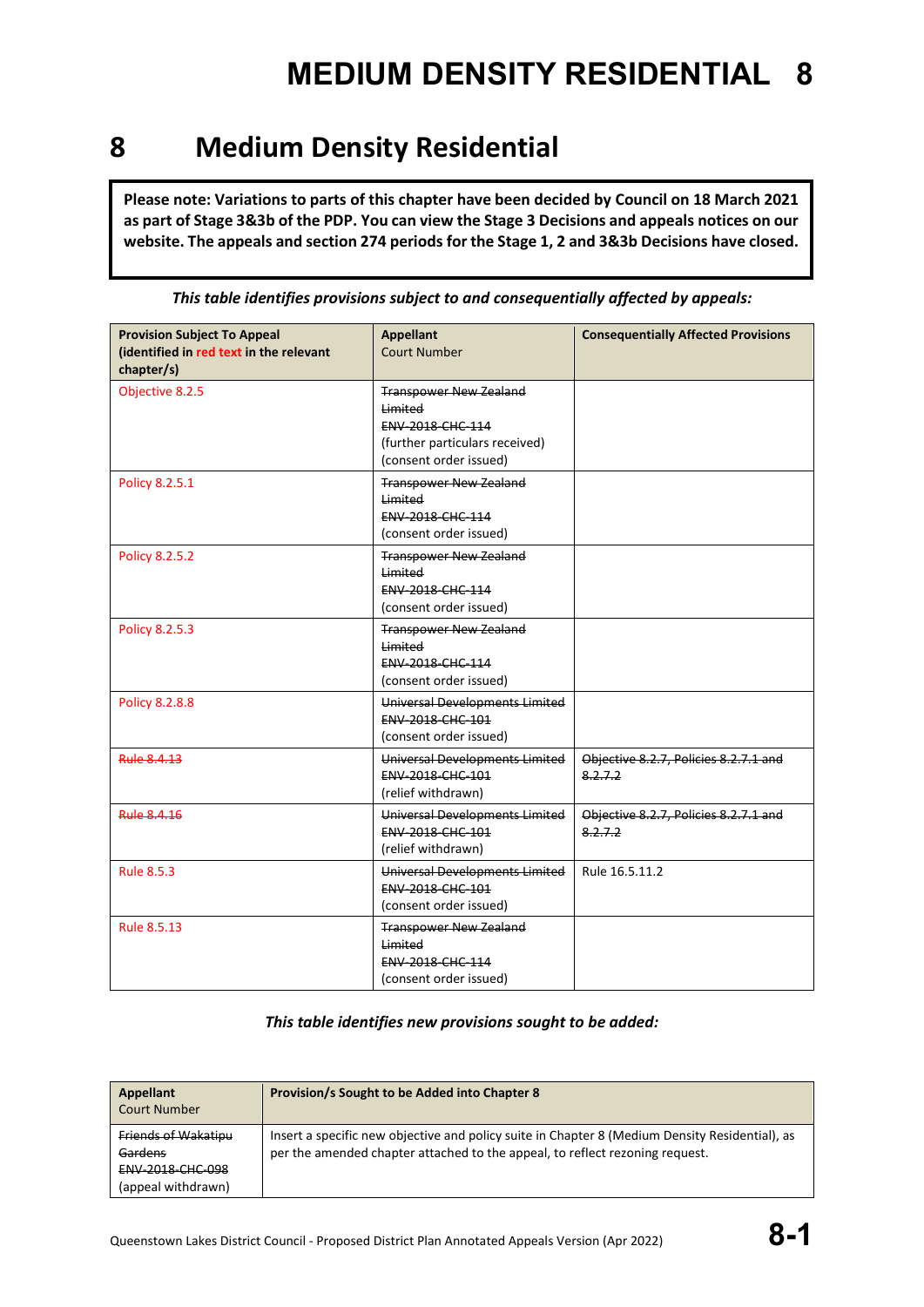# 8 Medium Density Residential

**Please note: Variations to parts of this chapter have been decided by Council on 18 March 2021 as part of Stage 3&3b of the PDP. You can view the Stage 3 Decisions and appeals notices on our website. The appeals and section 274 periods for the Stage 1, 2 and 3&3b Decisions have closed.**

*This table identifies provisions subject to and consequentially affected by appeals:*

| **Provision Subject To Appeal (identified in red text in the relevant chapter/s)** | **Appellant** Court Number | **Consequentially Affected Provisions** |
|---|---|---|
| Objective 8.2.5 | ~~Transpower New Zealand Limited~~ ~~ENV-2018-CHC-114~~ (further particulars received) (consent order issued) | |
| Policy 8.2.5.1 | ~~Transpower New Zealand Limited~~ ~~ENV-2018-CHC-114~~ (consent order issued) | |
| Policy 8.2.5.2 | ~~Transpower New Zealand Limited~~ ~~ENV-2018-CHC-114~~ (consent order issued) | |
| Policy 8.2.5.3 | ~~Transpower New Zealand Limited~~ ~~ENV-2018-CHC-114~~ (consent order issued) | |
| Policy 8.2.8.8 | ~~Universal Developments Limited~~ ~~ENV-2018-CHC-101~~ (consent order issued) | |
| ~~Rule 8.4.13~~ | ~~Universal Developments Limited~~ ~~ENV-2018-CHC-101~~ (relief withdrawn) | ~~Objective 8.2.7, Policies 8.2.7.1 and 8.2.7.2~~ |
| ~~Rule 8.4.16~~ | ~~Universal Developments Limited~~ ~~ENV-2018-CHC-101~~ (relief withdrawn) | ~~Objective 8.2.7, Policies 8.2.7.1 and 8.2.7.2~~ |
| Rule 8.5.3 | ~~Universal Developments Limited~~ ~~ENV-2018-CHC-101~~ (consent order issued) | Rule 16.5.11.2 |
| Rule 8.5.13 | ~~Transpower New Zealand Limited~~ ~~ENV-2018-CHC-114~~ (consent order issued) | |

*This table identifies new provisions sought to be added:*

| **Appellant** Court Number | **Provision/s Sought to be Added into Chapter 8** |
|---|---|
| ~~Friends of Wakatipu Gardens~~ ~~ENV-2018-CHC-098~~ (appeal withdrawn) | Insert a specific new objective and policy suite in Chapter 8 (Medium Density Residential), as per the amended chapter attached to the appeal, to reflect rezoning request. |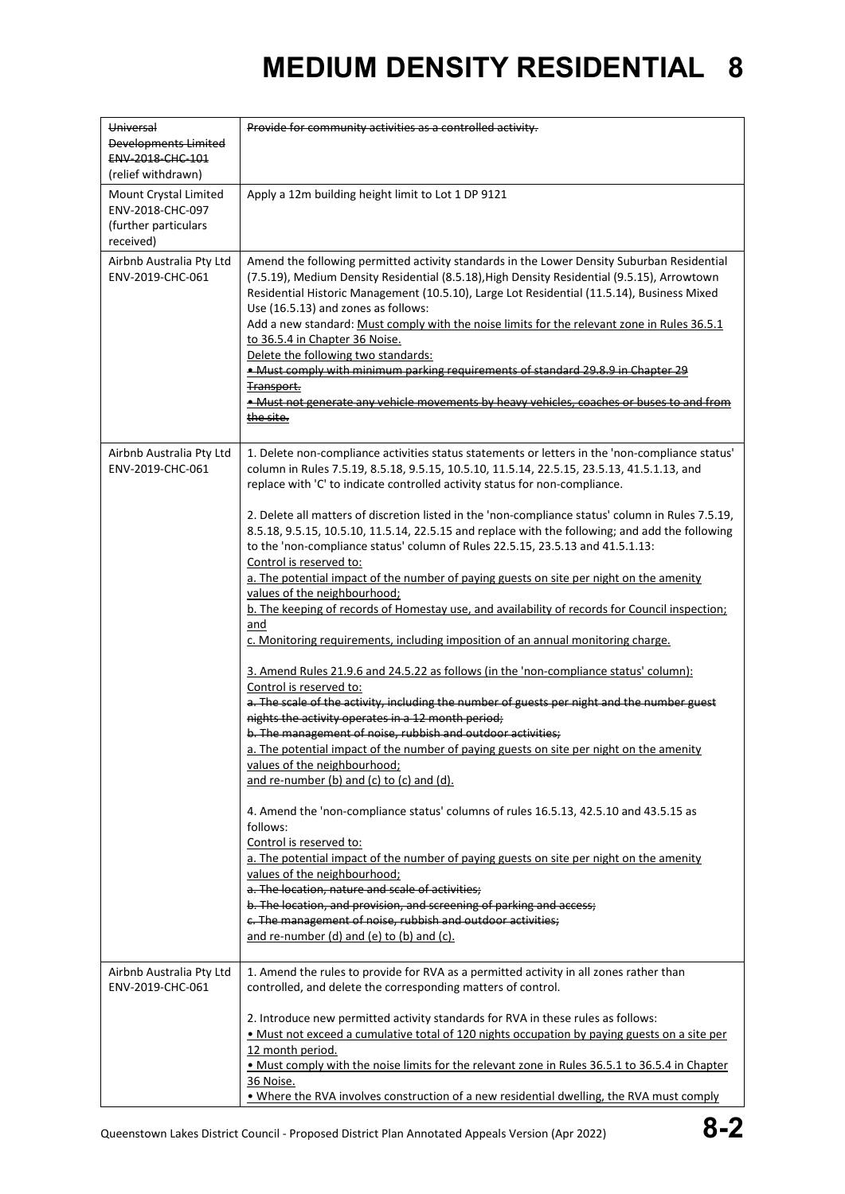# MEDIUM DENSITY RESIDENTIAL 8

| | |
|---|---|
| ~~Universal Developments Limited ENV-2018-CHC-101~~ (relief withdrawn) | ~~Provide for community activities as a controlled activity.~~ |
| Mount Crystal Limited ENV-2018-CHC-097 (further particulars received) | Apply a 12m building height limit to Lot 1 DP 9121 |
| Airbnb Australia Pty Ltd ENV-2019-CHC-061 | Amend the following permitted activity standards in the Lower Density Suburban Residential (7.5.19), Medium Density Residential (8.5.18), High Density Residential (9.5.15), Arrowtown Residential Historic Management (10.5.10), Large Lot Residential (11.5.14), Business Mixed Use (16.5.13) and zones as follows:<br>Add a new standard: <u>Must comply with the noise limits for the relevant zone in Rules 36.5.1 to 36.5.4 in Chapter 36 Noise.</u><br>Delete the following two standards:<br>~~• Must comply with minimum parking requirements of standard 29.8.9 in Chapter 29 Transport.~~<br>~~• Must not generate any vehicle movements by heavy vehicles, coaches or buses to and from the site.~~ |
| Airbnb Australia Pty Ltd ENV-2019-CHC-061 | 1. Delete non-compliance activities status statements or letters in the 'non-compliance status' column in Rules 7.5.19, 8.5.18, 9.5.15, 10.5.10, 11.5.14, 22.5.15, 23.5.13, 41.5.1.13, and replace with 'C' to indicate controlled activity status for non-compliance.<br><br>2. Delete all matters of discretion listed in the 'non-compliance status' column in Rules 7.5.19, 8.5.18, 9.5.15, 10.5.10, 11.5.14, 22.5.15 and replace with the following; and add the following to the 'non-compliance status' column of Rules 22.5.15, 23.5.13 and 41.5.1.13:<br><u>Control is reserved to:</u><br><u>a. The potential impact of the number of paying guests on site per night on the amenity values of the neighbourhood;</u><br><u>b. The keeping of records of Homestay use, and availability of records for Council inspection; and</u><br><u>c. Monitoring requirements, including imposition of an annual monitoring charge.</u><br><br><u>3. Amend Rules 21.9.6 and 24.5.22 as follows (in the 'non-compliance status' column):</u><br><u>Control is reserved to:</u><br>~~a. The scale of the activity, including the number of guests per night and the number guest nights the activity operates in a 12 month period;~~<br>~~b. The management of noise, rubbish and outdoor activities;~~<br><u>a. The potential impact of the number of paying guests on site per night on the amenity values of the neighbourhood;</u><br><u>and re-number (b) and (c) to (c) and (d).</u><br><br>4. Amend the 'non-compliance status' columns of rules 16.5.13, 42.5.10 and 43.5.15 as follows:<br><u>Control is reserved to:</u><br><u>a. The potential impact of the number of paying guests on site per night on the amenity values of the neighbourhood;</u><br>~~a. The location, nature and scale of activities;~~<br>~~b. The location, and provision, and screening of parking and access;~~<br>~~c. The management of noise, rubbish and outdoor activities;~~<br><u>and re-number (d) and (e) to (b) and (c).</u> |
| Airbnb Australia Pty Ltd ENV-2019-CHC-061 | 1. Amend the rules to provide for RVA as a permitted activity in all zones rather than controlled, and delete the corresponding matters of control.<br><br>2. Introduce new permitted activity standards for RVA in these rules as follows:<br><u>• Must not exceed a cumulative total of 120 nights occupation by paying guests on a site per 12 month period.</u><br><u>• Must comply with the noise limits for the relevant zone in Rules 36.5.1 to 36.5.4 in Chapter 36 Noise.</u><br><u>• Where the RVA involves construction of a new residential dwelling, the RVA must comply</u> |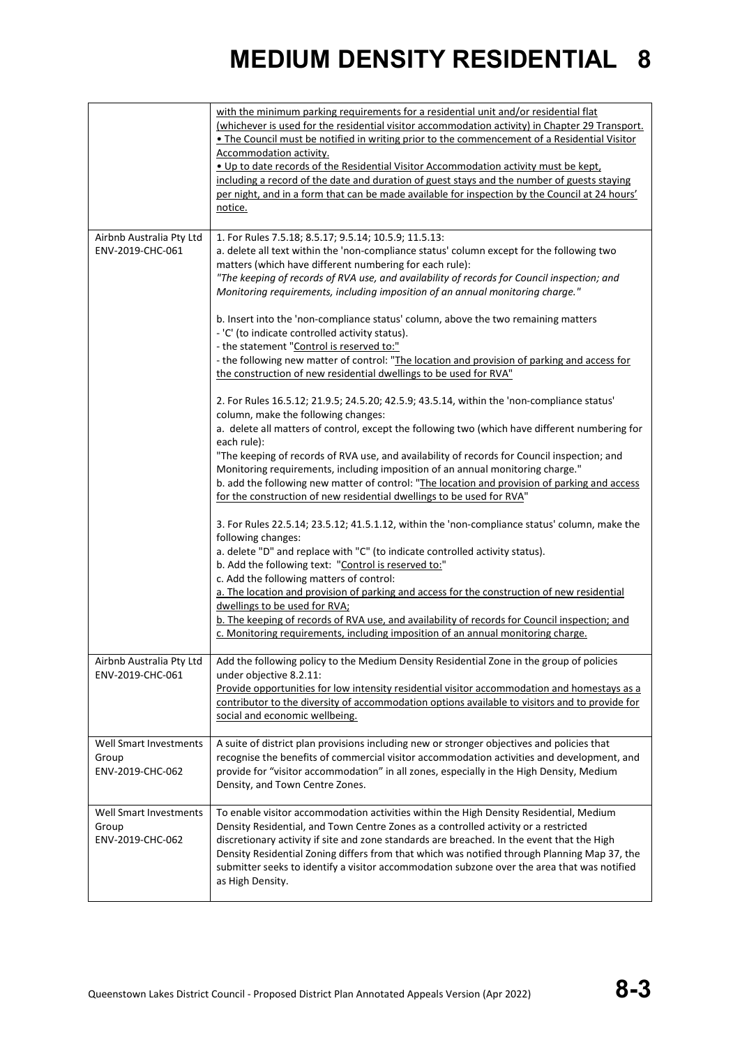# MEDIUM DENSITY RESIDENTIAL 8

| | |
|---|---|
| | <u>with the minimum parking requirements for a residential unit and/or residential flat (whichever is used for the residential visitor accommodation activity) in Chapter 29 Transport.</u><br><u>• The Council must be notified in writing prior to the commencement of a Residential Visitor Accommodation activity.</u><br><u>• Up to date records of the Residential Visitor Accommodation activity must be kept, including a record of the date and duration of guest stays and the number of guests staying per night, and in a form that can be made available for inspection by the Council at 24 hours' notice.</u> |
| Airbnb Australia Pty Ltd ENV-2019-CHC-061 | 1. For Rules 7.5.18; 8.5.17; 9.5.14; 10.5.9; 11.5.13:<br>a. delete all text within the 'non-compliance status' column except for the following two matters (which have different numbering for each rule):<br>*"The keeping of records of RVA use, and availability of records for Council inspection; and Monitoring requirements, including imposition of an annual monitoring charge."*<br><br>b. Insert into the 'non-compliance status' column, above the two remaining matters<br>- 'C' (to indicate controlled activity status).<br>- the statement "<u>Control is reserved to:</u>"<br>- the following new matter of control: "<u>The location and provision of parking and access for the construction of new residential dwellings to be used for RVA</u>"<br><br>2. For Rules 16.5.12; 21.9.5; 24.5.20; 42.5.9; 43.5.14, within the 'non-compliance status' column, make the following changes:<br>a. delete all matters of control, except the following two (which have different numbering for each rule):<br>"The keeping of records of RVA use, and availability of records for Council inspection; and Monitoring requirements, including imposition of an annual monitoring charge."<br>b. add the following new matter of control: "<u>The location and provision of parking and access for the construction of new residential dwellings to be used for RVA</u>"<br><br>3. For Rules 22.5.14; 23.5.12; 41.5.1.12, within the 'non-compliance status' column, make the following changes:<br>a. delete "D" and replace with "C" (to indicate controlled activity status).<br>b. Add the following text: "<u>Control is reserved to:</u>"<br>c. Add the following matters of control:<br><u>a. The location and provision of parking and access for the construction of new residential dwellings to be used for RVA;</u><br><u>b. The keeping of records of RVA use, and availability of records for Council inspection; and</u><br><u>c. Monitoring requirements, including imposition of an annual monitoring charge.</u> |
| Airbnb Australia Pty Ltd ENV-2019-CHC-061 | Add the following policy to the Medium Density Residential Zone in the group of policies under objective 8.2.11:<br><u>Provide opportunities for low intensity residential visitor accommodation and homestays as a contributor to the diversity of accommodation options available to visitors and to provide for social and economic wellbeing.</u> |
| Well Smart Investments Group ENV-2019-CHC-062 | A suite of district plan provisions including new or stronger objectives and policies that recognise the benefits of commercial visitor accommodation activities and development, and provide for "visitor accommodation" in all zones, especially in the High Density, Medium Density, and Town Centre Zones. |
| Well Smart Investments Group ENV-2019-CHC-062 | To enable visitor accommodation activities within the High Density Residential, Medium Density Residential, and Town Centre Zones as a controlled activity or a restricted discretionary activity if site and zone standards are breached. In the event that the High Density Residential Zoning differs from that which was notified through Planning Map 37, the submitter seeks to identify a visitor accommodation subzone over the area that was notified as High Density. |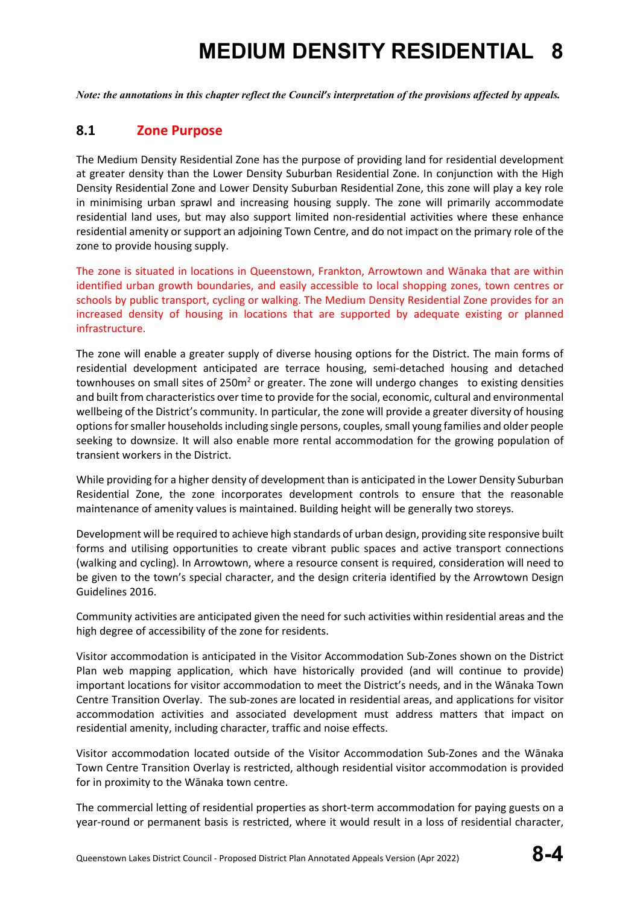# MEDIUM DENSITY RESIDENTIAL 8

*Note: the annotations in this chapter reflect the Council's interpretation of the provisions affected by appeals.*

## 8.1 Zone Purpose

The Medium Density Residential Zone has the purpose of providing land for residential development at greater density than the Lower Density Suburban Residential Zone. In conjunction with the High Density Residential Zone and Lower Density Suburban Residential Zone, this zone will play a key role in minimising urban sprawl and increasing housing supply. The zone will primarily accommodate residential land uses, but may also support limited non-residential activities where these enhance residential amenity or support an adjoining Town Centre, and do not impact on the primary role of the zone to provide housing supply.

The zone is situated in locations in Queenstown, Frankton, Arrowtown and Wānaka that are within identified urban growth boundaries, and easily accessible to local shopping zones, town centres or schools by public transport, cycling or walking. The Medium Density Residential Zone provides for an increased density of housing in locations that are supported by adequate existing or planned infrastructure.

The zone will enable a greater supply of diverse housing options for the District. The main forms of residential development anticipated are terrace housing, semi-detached housing and detached townhouses on small sites of 250m$^2$ or greater. The zone will undergo changes to existing densities and built from characteristics over time to provide for the social, economic, cultural and environmental wellbeing of the District's community. In particular, the zone will provide a greater diversity of housing options for smaller households including single persons, couples, small young families and older people seeking to downsize. It will also enable more rental accommodation for the growing population of transient workers in the District.

While providing for a higher density of development than is anticipated in the Lower Density Suburban Residential Zone, the zone incorporates development controls to ensure that the reasonable maintenance of amenity values is maintained. Building height will be generally two storeys.

Development will be required to achieve high standards of urban design, providing site responsive built forms and utilising opportunities to create vibrant public spaces and active transport connections (walking and cycling). In Arrowtown, where a resource consent is required, consideration will need to be given to the town's special character, and the design criteria identified by the Arrowtown Design Guidelines 2016.

Community activities are anticipated given the need for such activities within residential areas and the high degree of accessibility of the zone for residents.

Visitor accommodation is anticipated in the Visitor Accommodation Sub-Zones shown on the District Plan web mapping application, which have historically provided (and will continue to provide) important locations for visitor accommodation to meet the District's needs, and in the Wānaka Town Centre Transition Overlay. The sub-zones are located in residential areas, and applications for visitor accommodation activities and associated development must address matters that impact on residential amenity, including character, traffic and noise effects.

Visitor accommodation located outside of the Visitor Accommodation Sub-Zones and the Wānaka Town Centre Transition Overlay is restricted, although residential visitor accommodation is provided for in proximity to the Wānaka town centre.

The commercial letting of residential properties as short-term accommodation for paying guests on a year-round or permanent basis is restricted, where it would result in a loss of residential character,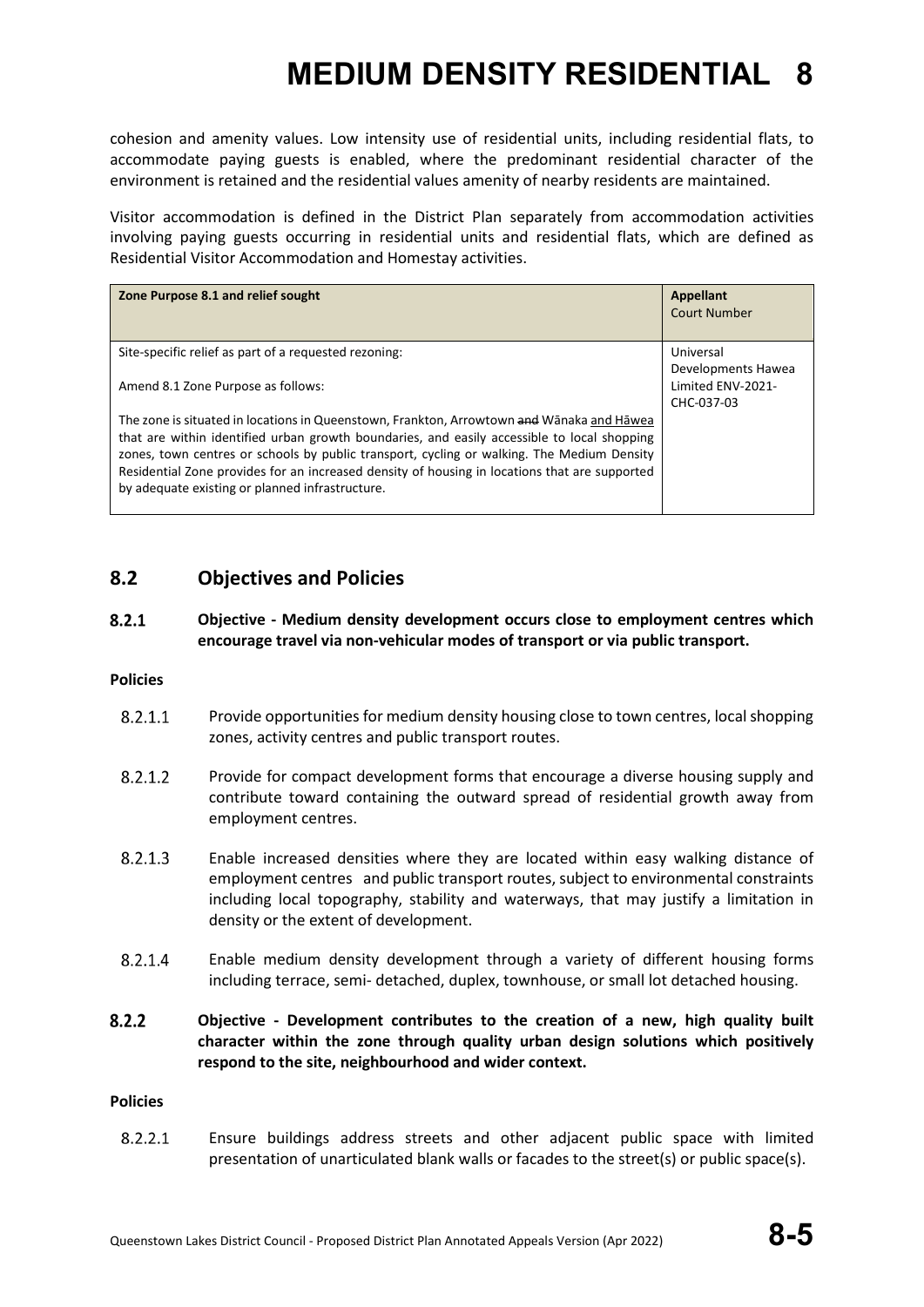cohesion and amenity values. Low intensity use of residential units, including residential flats, to accommodate paying guests is enabled, where the predominant residential character of the environment is retained and the residential values amenity of nearby residents are maintained.

Visitor accommodation is defined in the District Plan separately from accommodation activities involving paying guests occurring in residential units and residential flats, which are defined as Residential Visitor Accommodation and Homestay activities.

| Zone Purpose 8.1 and relief sought | Appellant Court Number |
|---|---|
| Site-specific relief as part of a requested rezoning:<br><br>Amend 8.1 Zone Purpose as follows:<br><br>The zone is situated in locations in Queenstown, Frankton, Arrowtown ~~and~~ Wānaka <u>and Hāwea</u> that are within identified urban growth boundaries, and easily accessible to local shopping zones, town centres or schools by public transport, cycling or walking. The Medium Density Residential Zone provides for an increased density of housing in locations that are supported by adequate existing or planned infrastructure. | Universal Developments Hawea Limited ENV-2021-CHC-037-03 |

## 8.2 Objectives and Policies

**8.2.1 Objective - Medium density development occurs close to employment centres which encourage travel via non-vehicular modes of transport or via public transport.**

**Policies**

8.2.1.1 Provide opportunities for medium density housing close to town centres, local shopping zones, activity centres and public transport routes.

8.2.1.2 Provide for compact development forms that encourage a diverse housing supply and contribute toward containing the outward spread of residential growth away from employment centres.

8.2.1.3 Enable increased densities where they are located within easy walking distance of employment centres and public transport routes, subject to environmental constraints including local topography, stability and waterways, that may justify a limitation in density or the extent of development.

8.2.1.4 Enable medium density development through a variety of different housing forms including terrace, semi- detached, duplex, townhouse, or small lot detached housing.

**8.2.2 Objective - Development contributes to the creation of a new, high quality built character within the zone through quality urban design solutions which positively respond to the site, neighbourhood and wider context.**

**Policies**

8.2.2.1 Ensure buildings address streets and other adjacent public space with limited presentation of unarticulated blank walls or facades to the street(s) or public space(s).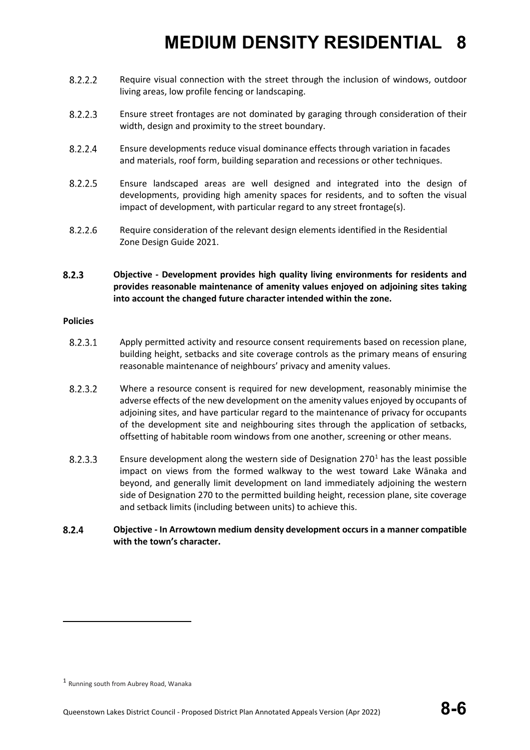8.2.2.2 Require visual connection with the street through the inclusion of windows, outdoor living areas, low profile fencing or landscaping.

8.2.2.3 Ensure street frontages are not dominated by garaging through consideration of their width, design and proximity to the street boundary.

8.2.2.4 Ensure developments reduce visual dominance effects through variation in facades and materials, roof form, building separation and recessions or other techniques.

8.2.2.5 Ensure landscaped areas are well designed and integrated into the design of developments, providing high amenity spaces for residents, and to soften the visual impact of development, with particular regard to any street frontage(s).

8.2.2.6 Require consideration of the relevant design elements identified in the Residential Zone Design Guide 2021.

**8.2.3 Objective - Development provides high quality living environments for residents and provides reasonable maintenance of amenity values enjoyed on adjoining sites taking into account the changed future character intended within the zone.**

**Policies**

8.2.3.1 Apply permitted activity and resource consent requirements based on recession plane, building height, setbacks and site coverage controls as the primary means of ensuring reasonable maintenance of neighbours' privacy and amenity values.

8.2.3.2 Where a resource consent is required for new development, reasonably minimise the adverse effects of the new development on the amenity values enjoyed by occupants of adjoining sites, and have particular regard to the maintenance of privacy for occupants of the development site and neighbouring sites through the application of setbacks, offsetting of habitable room windows from one another, screening or other means.

8.2.3.3 Ensure development along the western side of Designation 270[1] has the least possible impact on views from the formed walkway to the west toward Lake Wānaka and beyond, and generally limit development on land immediately adjoining the western side of Designation 270 to the permitted building height, recession plane, site coverage and setback limits (including between units) to achieve this.

**8.2.4 Objective - In Arrowtown medium density development occurs in a manner compatible with the town's character.**

---

[1] Running south from Aubrey Road, Wanaka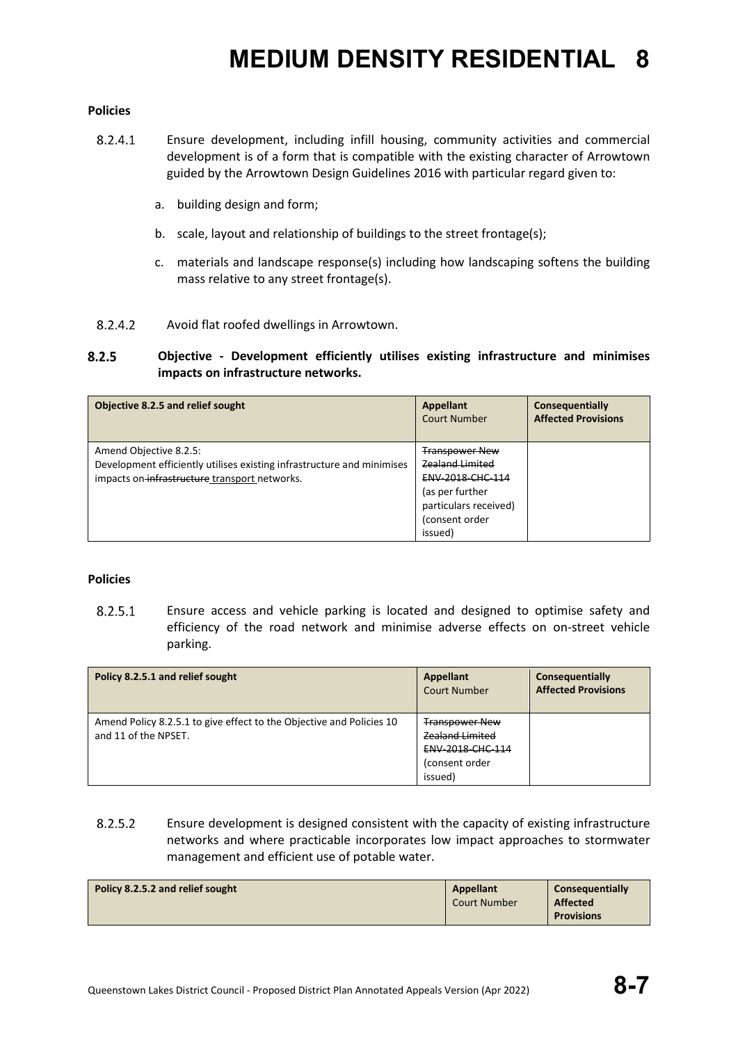**Policies**

8.2.4.1 Ensure development, including infill housing, community activities and commercial development is of a form that is compatible with the existing character of Arrowtown guided by the Arrowtown Design Guidelines 2016 with particular regard given to:

a. building design and form;

b. scale, layout and relationship of buildings to the street frontage(s);

c. materials and landscape response(s) including how landscaping softens the building mass relative to any street frontage(s).

8.2.4.2 Avoid flat roofed dwellings in Arrowtown.

### 8.2.5 Objective - Development efficiently utilises existing infrastructure and minimises impacts on infrastructure networks.

| Objective 8.2.5 and relief sought | Appellant Court Number | Consequentially Affected Provisions |
|---|---|---|
| Amend Objective 8.2.5: Development efficiently utilises existing infrastructure and minimises impacts on ~~infrastructure~~ <u>transport</u> networks. | ~~Transpower New Zealand Limited ENV-2018-CHC-114~~ (as per further particulars received) (consent order issued) | |

**Policies**

8.2.5.1 Ensure access and vehicle parking is located and designed to optimise safety and efficiency of the road network and minimise adverse effects on on-street vehicle parking.

| Policy 8.2.5.1 and relief sought | Appellant Court Number | Consequentially Affected Provisions |
|---|---|---|
| Amend Policy 8.2.5.1 to give effect to the Objective and Policies 10 and 11 of the NPSET. | ~~Transpower New Zealand Limited ENV-2018-CHC-114~~ (consent order issued) | |

8.2.5.2 Ensure development is designed consistent with the capacity of existing infrastructure networks and where practicable incorporates low impact approaches to stormwater management and efficient use of potable water.

| Policy 8.2.5.2 and relief sought | Appellant Court Number | Consequentially Affected Provisions |
|---|---|---|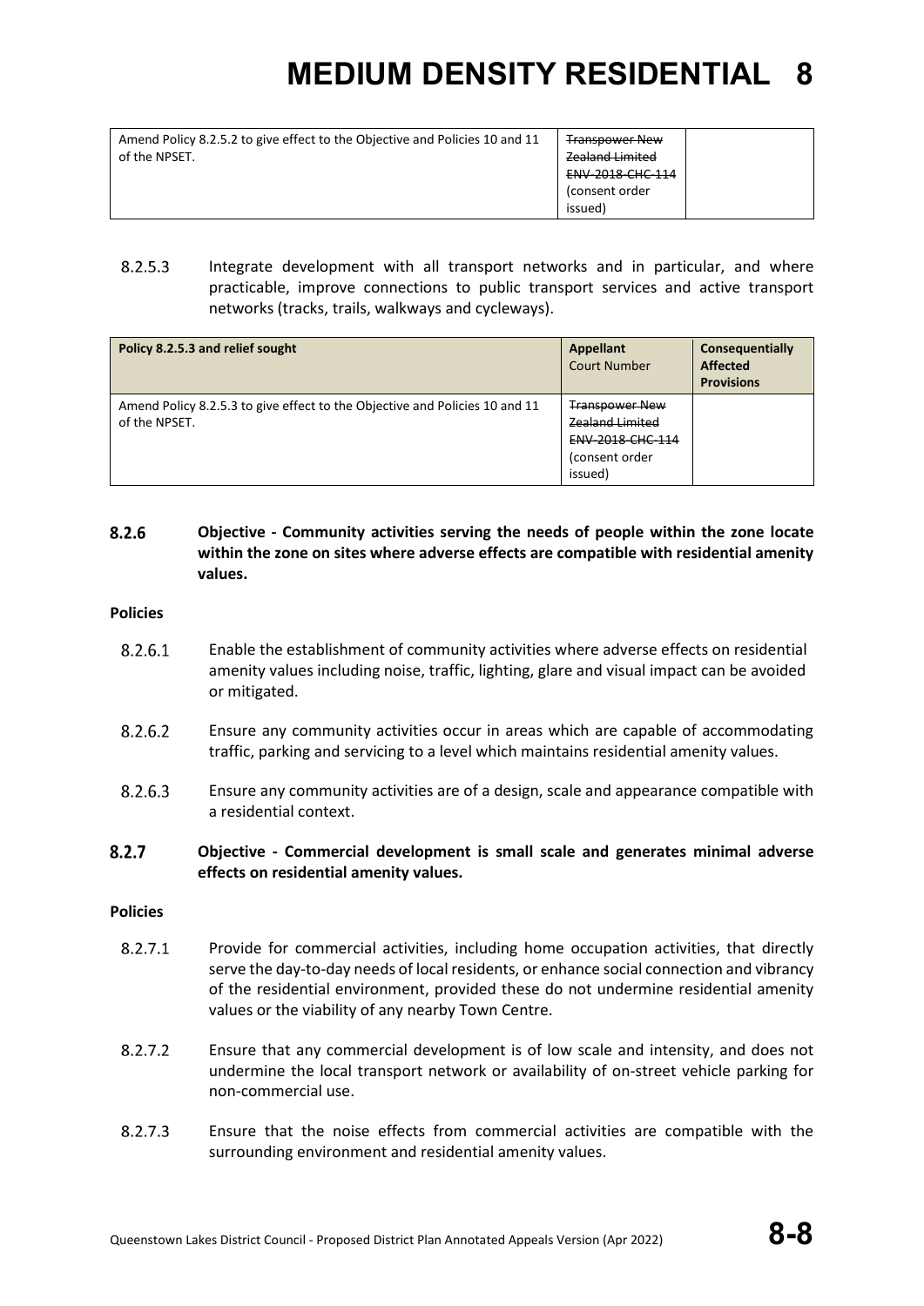| Amend Policy 8.2.5.2 to give effect to the Objective and Policies 10 and 11 of the NPSET. | ~~Transpower New Zealand Limited ENV-2018-CHC-114~~ (consent order issued) | |
|---|---|---|

8.2.5.3 Integrate development with all transport networks and in particular, and where practicable, improve connections to public transport services and active transport networks (tracks, trails, walkways and cycleways).

| Policy 8.2.5.3 and relief sought | Appellant Court Number | Consequentially Affected Provisions |
|---|---|---|
| Amend Policy 8.2.5.3 to give effect to the Objective and Policies 10 and 11 of the NPSET. | ~~Transpower New Zealand Limited ENV-2018-CHC-114~~ (consent order issued) | |

### 8.2.6 Objective - Community activities serving the needs of people within the zone locate within the zone on sites where adverse effects are compatible with residential amenity values.

**Policies**

8.2.6.1 Enable the establishment of community activities where adverse effects on residential amenity values including noise, traffic, lighting, glare and visual impact can be avoided or mitigated.

8.2.6.2 Ensure any community activities occur in areas which are capable of accommodating traffic, parking and servicing to a level which maintains residential amenity values.

8.2.6.3 Ensure any community activities are of a design, scale and appearance compatible with a residential context.

### 8.2.7 Objective - Commercial development is small scale and generates minimal adverse effects on residential amenity values.

**Policies**

8.2.7.1 Provide for commercial activities, including home occupation activities, that directly serve the day-to-day needs of local residents, or enhance social connection and vibrancy of the residential environment, provided these do not undermine residential amenity values or the viability of any nearby Town Centre.

8.2.7.2 Ensure that any commercial development is of low scale and intensity, and does not undermine the local transport network or availability of on-street vehicle parking for non-commercial use.

8.2.7.3 Ensure that the noise effects from commercial activities are compatible with the surrounding environment and residential amenity values.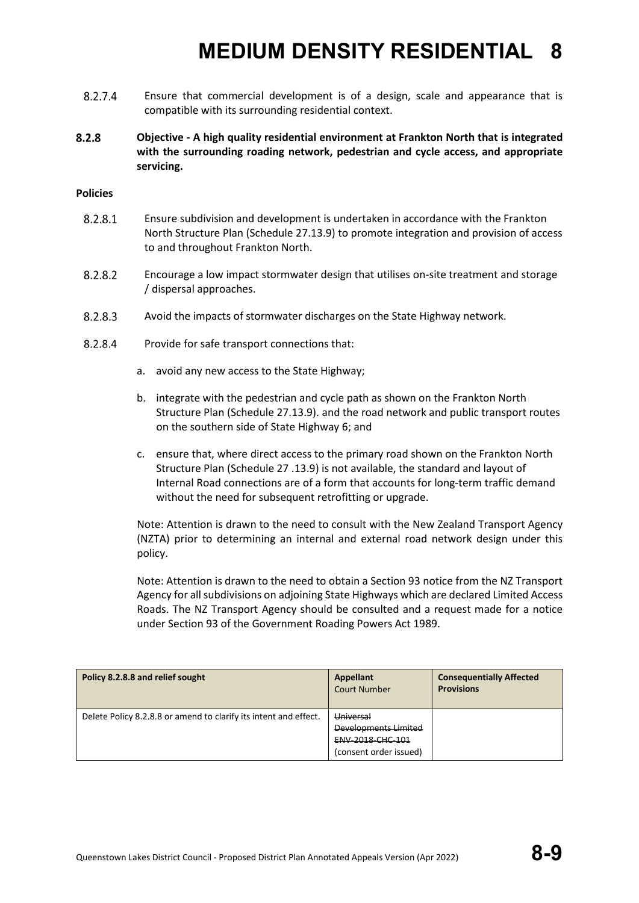8.2.7.4 Ensure that commercial development is of a design, scale and appearance that is compatible with its surrounding residential context.

### 8.2.8 Objective - A high quality residential environment at Frankton North that is integrated with the surrounding roading network, pedestrian and cycle access, and appropriate servicing.

**Policies**

8.2.8.1 Ensure subdivision and development is undertaken in accordance with the Frankton North Structure Plan (Schedule 27.13.9) to promote integration and provision of access to and throughout Frankton North.

8.2.8.2 Encourage a low impact stormwater design that utilises on-site treatment and storage / dispersal approaches.

8.2.8.3 Avoid the impacts of stormwater discharges on the State Highway network.

8.2.8.4 Provide for safe transport connections that:

a. avoid any new access to the State Highway;

b. integrate with the pedestrian and cycle path as shown on the Frankton North Structure Plan (Schedule 27.13.9). and the road network and public transport routes on the southern side of State Highway 6; and

c. ensure that, where direct access to the primary road shown on the Frankton North Structure Plan (Schedule 27 .13.9) is not available, the standard and layout of Internal Road connections are of a form that accounts for long-term traffic demand without the need for subsequent retrofitting or upgrade.

Note: Attention is drawn to the need to consult with the New Zealand Transport Agency (NZTA) prior to determining an internal and external road network design under this policy.

Note: Attention is drawn to the need to obtain a Section 93 notice from the NZ Transport Agency for all subdivisions on adjoining State Highways which are declared Limited Access Roads. The NZ Transport Agency should be consulted and a request made for a notice under Section 93 of the Government Roading Powers Act 1989.

| Policy 8.2.8.8 and relief sought | Appellant Court Number | Consequentially Affected Provisions |
|---|---|---|
| Delete Policy 8.2.8.8 or amend to clarify its intent and effect. | ~~Universal Developments Limited ENV-2018-CHC-101~~ (consent order issued) | |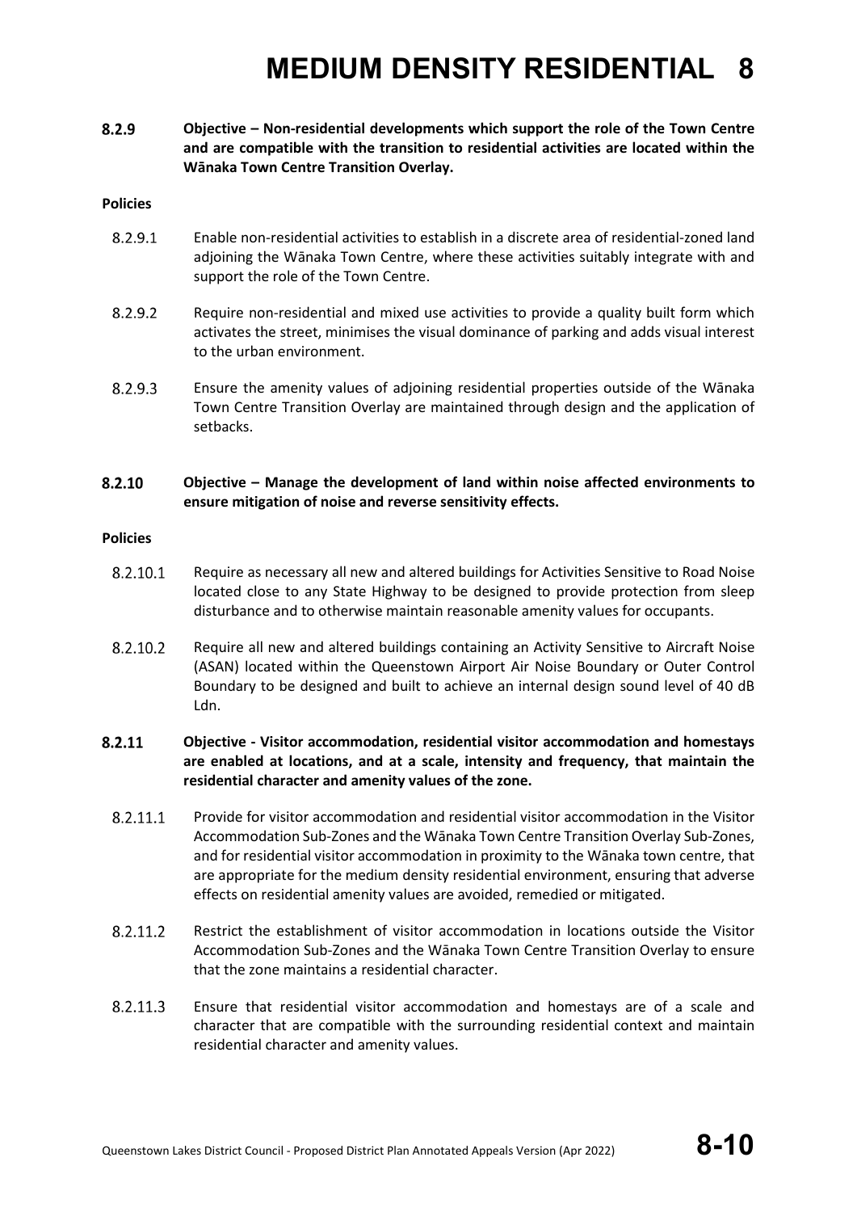**8.2.9 Objective – Non-residential developments which support the role of the Town Centre and are compatible with the transition to residential activities are located within the Wānaka Town Centre Transition Overlay.**

**Policies**

8.2.9.1 Enable non-residential activities to establish in a discrete area of residential-zoned land adjoining the Wānaka Town Centre, where these activities suitably integrate with and support the role of the Town Centre.

8.2.9.2 Require non-residential and mixed use activities to provide a quality built form which activates the street, minimises the visual dominance of parking and adds visual interest to the urban environment.

8.2.9.3 Ensure the amenity values of adjoining residential properties outside of the Wānaka Town Centre Transition Overlay are maintained through design and the application of setbacks.

**8.2.10 Objective – Manage the development of land within noise affected environments to ensure mitigation of noise and reverse sensitivity effects.**

**Policies**

8.2.10.1 Require as necessary all new and altered buildings for Activities Sensitive to Road Noise located close to any State Highway to be designed to provide protection from sleep disturbance and to otherwise maintain reasonable amenity values for occupants.

8.2.10.2 Require all new and altered buildings containing an Activity Sensitive to Aircraft Noise (ASAN) located within the Queenstown Airport Air Noise Boundary or Outer Control Boundary to be designed and built to achieve an internal design sound level of 40 dB Ldn.

**8.2.11 Objective - Visitor accommodation, residential visitor accommodation and homestays are enabled at locations, and at a scale, intensity and frequency, that maintain the residential character and amenity values of the zone.**

8.2.11.1 Provide for visitor accommodation and residential visitor accommodation in the Visitor Accommodation Sub-Zones and the Wānaka Town Centre Transition Overlay Sub-Zones, and for residential visitor accommodation in proximity to the Wānaka town centre, that are appropriate for the medium density residential environment, ensuring that adverse effects on residential amenity values are avoided, remedied or mitigated.

8.2.11.2 Restrict the establishment of visitor accommodation in locations outside the Visitor Accommodation Sub-Zones and the Wānaka Town Centre Transition Overlay to ensure that the zone maintains a residential character.

8.2.11.3 Ensure that residential visitor accommodation and homestays are of a scale and character that are compatible with the surrounding residential context and maintain residential character and amenity values.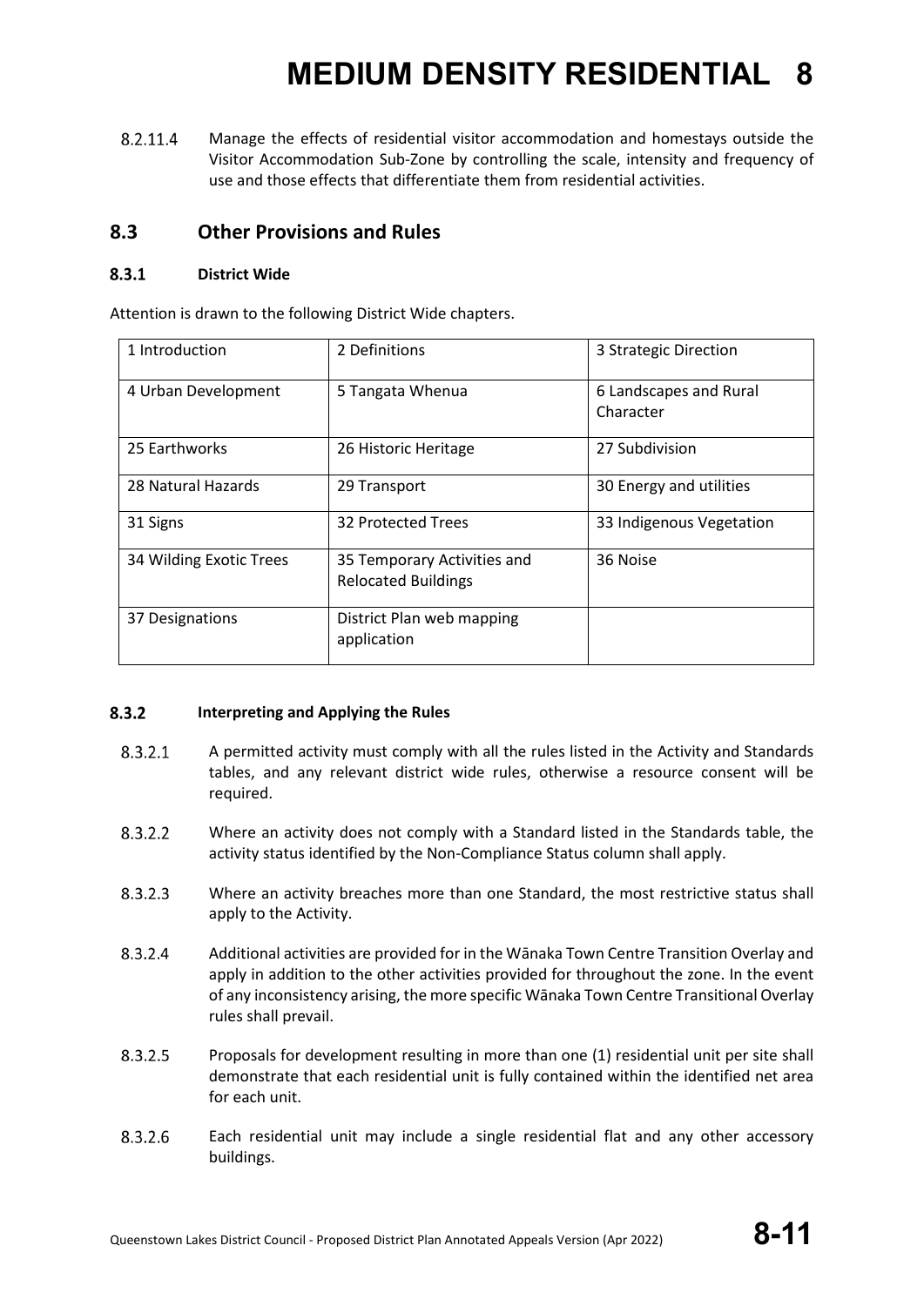8.2.11.4 Manage the effects of residential visitor accommodation and homestays outside the Visitor Accommodation Sub-Zone by controlling the scale, intensity and frequency of use and those effects that differentiate them from residential activities.

## 8.3 Other Provisions and Rules

### 8.3.1 District Wide

Attention is drawn to the following District Wide chapters.

| | | |
|---|---|---|
| 1 Introduction | 2 Definitions | 3 Strategic Direction |
| 4 Urban Development | 5 Tangata Whenua | 6 Landscapes and Rural Character |
| 25 Earthworks | 26 Historic Heritage | 27 Subdivision |
| 28 Natural Hazards | 29 Transport | 30 Energy and utilities |
| 31 Signs | 32 Protected Trees | 33 Indigenous Vegetation |
| 34 Wilding Exotic Trees | 35 Temporary Activities and Relocated Buildings | 36 Noise |
| 37 Designations | District Plan web mapping application | |

### 8.3.2 Interpreting and Applying the Rules

8.3.2.1 A permitted activity must comply with all the rules listed in the Activity and Standards tables, and any relevant district wide rules, otherwise a resource consent will be required.

8.3.2.2 Where an activity does not comply with a Standard listed in the Standards table, the activity status identified by the Non-Compliance Status column shall apply.

8.3.2.3 Where an activity breaches more than one Standard, the most restrictive status shall apply to the Activity.

8.3.2.4 Additional activities are provided for in the Wānaka Town Centre Transition Overlay and apply in addition to the other activities provided for throughout the zone. In the event of any inconsistency arising, the more specific Wānaka Town Centre Transitional Overlay rules shall prevail.

8.3.2.5 Proposals for development resulting in more than one (1) residential unit per site shall demonstrate that each residential unit is fully contained within the identified net area for each unit.

8.3.2.6 Each residential unit may include a single residential flat and any other accessory buildings.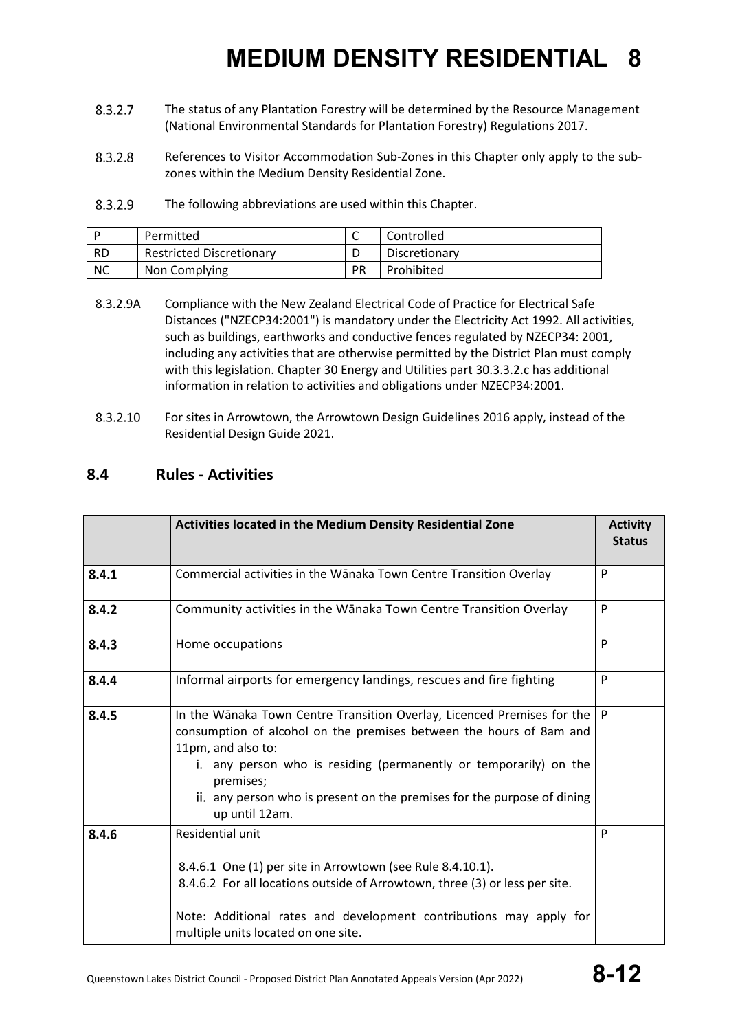8.3.2.7 The status of any Plantation Forestry will be determined by the Resource Management (National Environmental Standards for Plantation Forestry) Regulations 2017.

8.3.2.8 References to Visitor Accommodation Sub-Zones in this Chapter only apply to the sub-zones within the Medium Density Residential Zone.

8.3.2.9 The following abbreviations are used within this Chapter.

| P | Permitted | C | Controlled |
|---|---|---|---|
| RD | Restricted Discretionary | D | Discretionary |
| NC | Non Complying | PR | Prohibited |

8.3.2.9A Compliance with the New Zealand Electrical Code of Practice for Electrical Safe Distances ("NZECP34:2001") is mandatory under the Electricity Act 1992. All activities, such as buildings, earthworks and conductive fences regulated by NZECP34: 2001, including any activities that are otherwise permitted by the District Plan must comply with this legislation. Chapter 30 Energy and Utilities part 30.3.3.2.c has additional information in relation to activities and obligations under NZECP34:2001.

8.3.2.10 For sites in Arrowtown, the Arrowtown Design Guidelines 2016 apply, instead of the Residential Design Guide 2021.

## 8.4 Rules - Activities

| | **Activities located in the Medium Density Residential Zone** | **Activity Status** |
|---|---|---|
| **8.4.1** | Commercial activities in the Wānaka Town Centre Transition Overlay | P |
| **8.4.2** | Community activities in the Wānaka Town Centre Transition Overlay | P |
| **8.4.3** | Home occupations | P |
| **8.4.4** | Informal airports for emergency landings, rescues and fire fighting | P |
| **8.4.5** | In the Wānaka Town Centre Transition Overlay, Licenced Premises for the consumption of alcohol on the premises between the hours of 8am and 11pm, and also to:<br>i. any person who is residing (permanently or temporarily) on the premises;<br>ii. any person who is present on the premises for the purpose of dining up until 12am. | P |
| **8.4.6** | Residential unit<br><br>8.4.6.1 One (1) per site in Arrowtown (see Rule 8.4.10.1).<br>8.4.6.2 For all locations outside of Arrowtown, three (3) or less per site.<br><br>Note: Additional rates and development contributions may apply for multiple units located on one site. | P |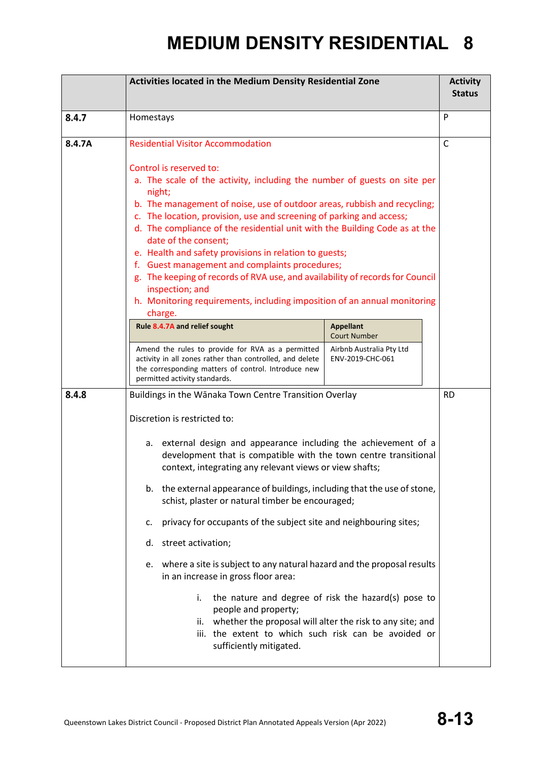# MEDIUM DENSITY RESIDENTIAL 8

| | Activities located in the Medium Density Residential Zone | Activity Status |
|---|---|---|
| **8.4.7** | Homestays | P |
| **8.4.7A** | Residential Visitor Accommodation<br><br>Control is reserved to:<br>a. The scale of the activity, including the number of guests on site per night;<br>b. The management of noise, use of outdoor areas, rubbish and recycling;<br>c. The location, provision, use and screening of parking and access;<br>d. The compliance of the residential unit with the Building Code as at the date of the consent;<br>e. Health and safety provisions in relation to guests;<br>f. Guest management and complaints procedures;<br>g. The keeping of records of RVA use, and availability of records for Council inspection; and<br>h. Monitoring requirements, including imposition of an annual monitoring charge.<br><br>**Rule 8.4.7A and relief sought:** Amend the rules to provide for RVA as a permitted activity in all zones rather than controlled, and delete the corresponding matters of control. Introduce new permitted activity standards.<br>**Appellant / Court Number:** Airbnb Australia Pty Ltd / ENV-2019-CHC-061 | C |
| **8.4.8** | Buildings in the Wānaka Town Centre Transition Overlay<br><br>Discretion is restricted to:<br><br>a. external design and appearance including the achievement of a development that is compatible with the town centre transitional context, integrating any relevant views or view shafts;<br><br>b. the external appearance of buildings, including that the use of stone, schist, plaster or natural timber be encouraged;<br><br>c. privacy for occupants of the subject site and neighbouring sites;<br><br>d. street activation;<br><br>e. where a site is subject to any natural hazard and the proposal results in an increase in gross floor area:<br><br>i. the nature and degree of risk the hazard(s) pose to people and property;<br>ii. whether the proposal will alter the risk to any site; and<br>iii. the extent to which such risk can be avoided or sufficiently mitigated. | RD |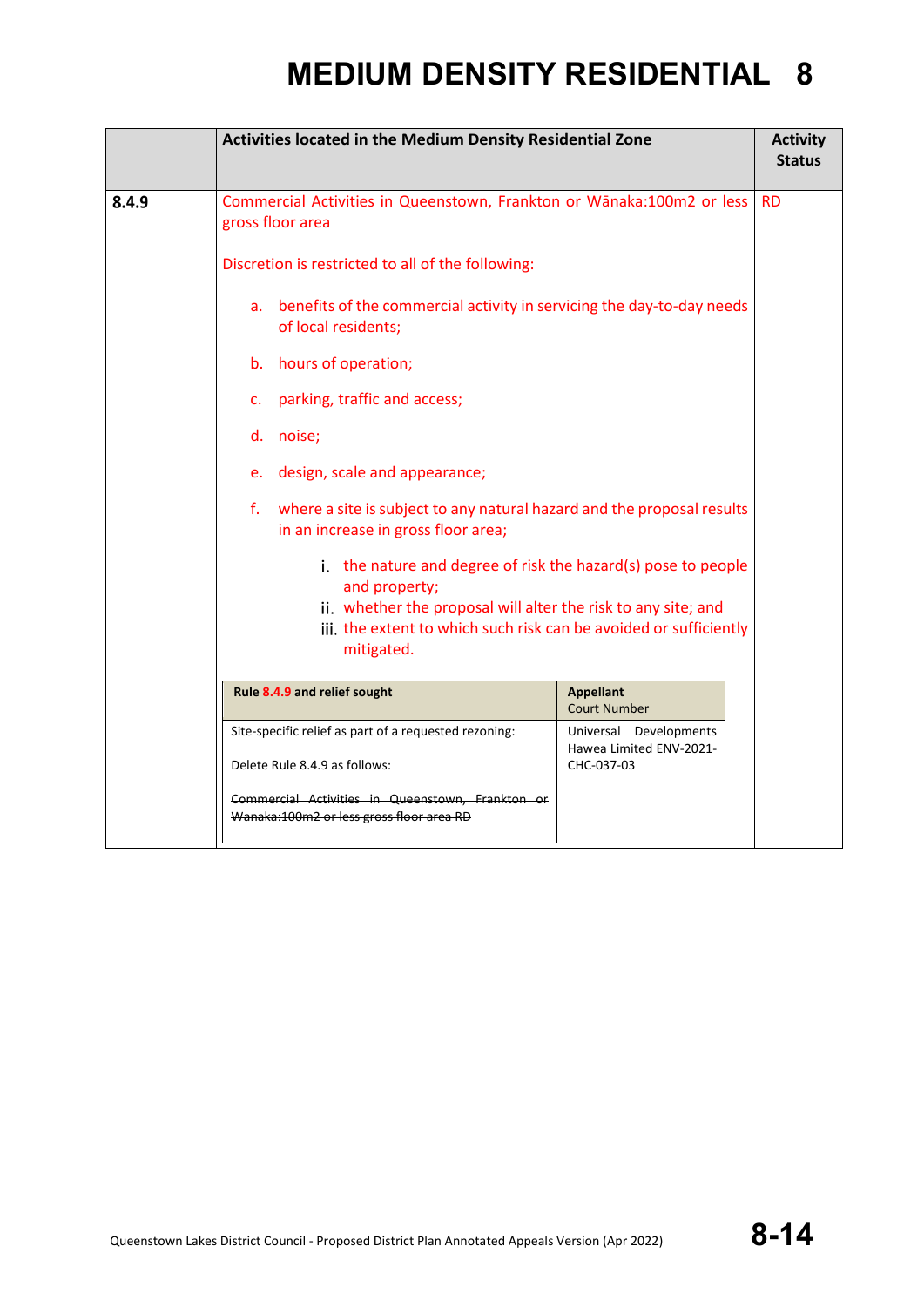# MEDIUM DENSITY RESIDENTIAL 8

| | Activities located in the Medium Density Residential Zone | Activity Status |
|---|---|---|
| **8.4.9** | Commercial Activities in Queenstown, Frankton or Wānaka:100m2 or less gross floor area<br><br>Discretion is restricted to all of the following:<br><br>a. benefits of the commercial activity in servicing the day-to-day needs of local residents;<br><br>b. hours of operation;<br><br>c. parking, traffic and access;<br><br>d. noise;<br><br>e. design, scale and appearance;<br><br>f. where a site is subject to any natural hazard and the proposal results in an increase in gross floor area;<br><br>i. the nature and degree of risk the hazard(s) pose to people and property;<br>ii. whether the proposal will alter the risk to any site; and<br>iii. the extent to which such risk can be avoided or sufficiently mitigated. | RD |

| Rule 8.4.9 and relief sought | Appellant Court Number |
|---|---|
| Site-specific relief as part of a requested rezoning:<br><br>Delete Rule 8.4.9 as follows:<br><br>~~Commercial Activities in Queenstown, Frankton or Wanaka:100m2 or less gross floor area RD~~ | Universal Developments Hawea Limited ENV-2021-CHC-037-03 |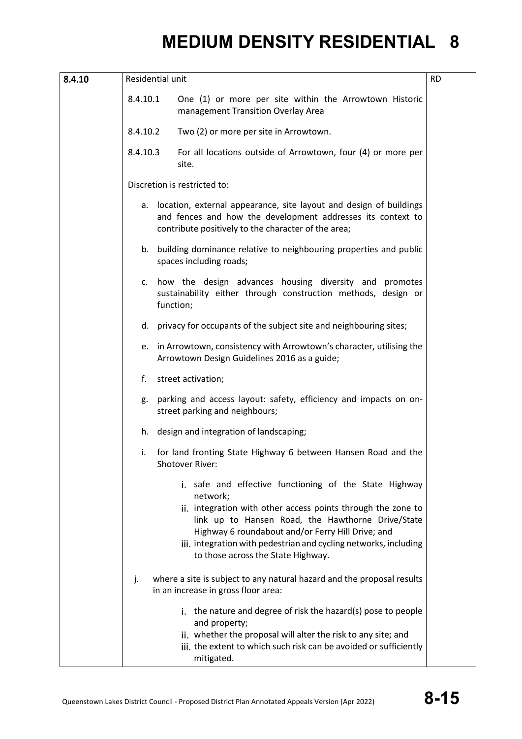| 8.4.10 | Residential unit<br><br>8.4.10.1 One (1) or more per site within the Arrowtown Historic management Transition Overlay Area<br><br>8.4.10.2 Two (2) or more per site in Arrowtown.<br><br>8.4.10.3 For all locations outside of Arrowtown, four (4) or more per site.<br><br>Discretion is restricted to:<br><br>a. location, external appearance, site layout and design of buildings and fences and how the development addresses its context to contribute positively to the character of the area;<br><br>b. building dominance relative to neighbouring properties and public spaces including roads;<br><br>c. how the design advances housing diversity and promotes sustainability either through construction methods, design or function;<br><br>d. privacy for occupants of the subject site and neighbouring sites;<br><br>e. in Arrowtown, consistency with Arrowtown's character, utilising the Arrowtown Design Guidelines 2016 as a guide;<br><br>f. street activation;<br><br>g. parking and access layout: safety, efficiency and impacts on on-street parking and neighbours;<br><br>h. design and integration of landscaping;<br><br>i. for land fronting State Highway 6 between Hansen Road and the Shotover River:<br><br>i. safe and effective functioning of the State Highway network;<br>ii. integration with other access points through the zone to link up to Hansen Road, the Hawthorne Drive/State Highway 6 roundabout and/or Ferry Hill Drive; and<br>iii. integration with pedestrian and cycling networks, including to those across the State Highway.<br><br>j. where a site is subject to any natural hazard and the proposal results in an increase in gross floor area:<br><br>i. the nature and degree of risk the hazard(s) pose to people and property;<br>ii. whether the proposal will alter the risk to any site; and<br>iii. the extent to which such risk can be avoided or sufficiently mitigated. | RD |
|---|---|---|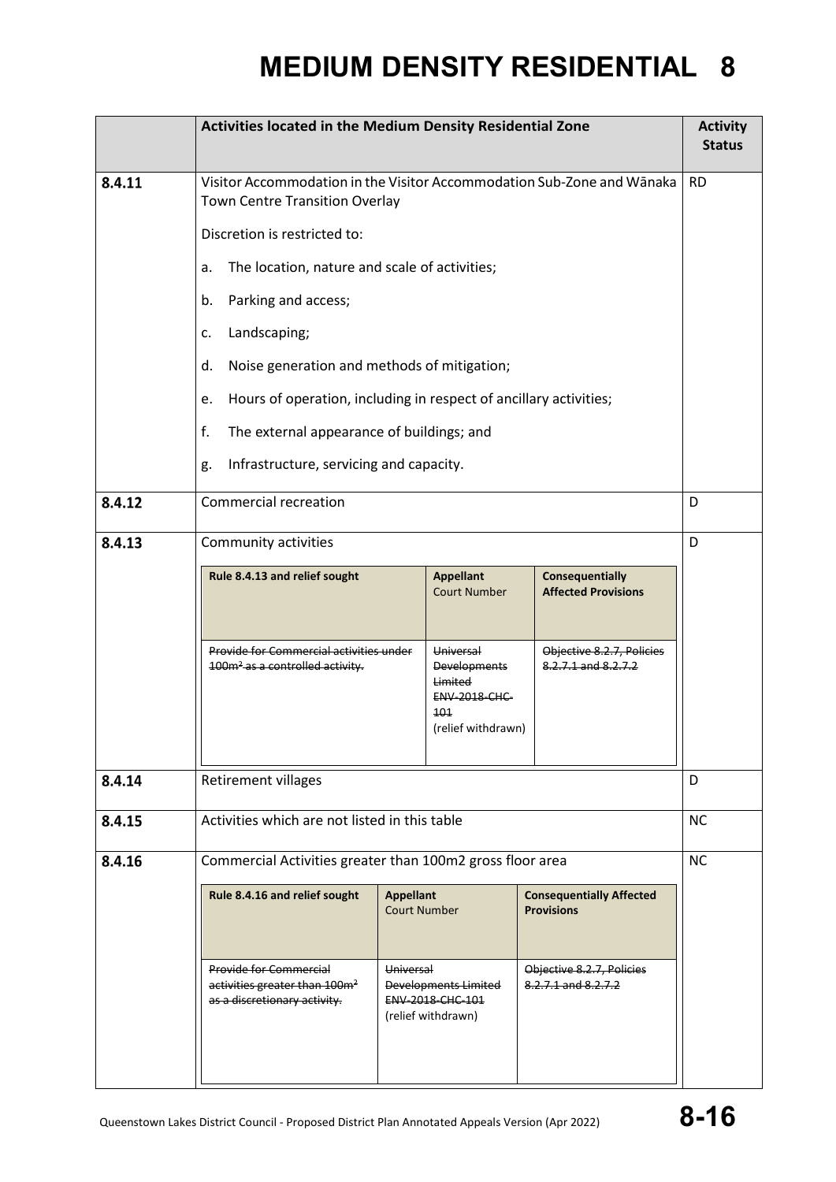# MEDIUM DENSITY RESIDENTIAL 8

| | Activities located in the Medium Density Residential Zone | Activity Status |
|---|---|---|
| 8.4.11 | Visitor Accommodation in the Visitor Accommodation Sub-Zone and Wānaka Town Centre Transition Overlay<br><br>Discretion is restricted to:<br><br>a. The location, nature and scale of activities;<br><br>b. Parking and access;<br><br>c. Landscaping;<br><br>d. Noise generation and methods of mitigation;<br><br>e. Hours of operation, including in respect of ancillary activities;<br><br>f. The external appearance of buildings; and<br><br>g. Infrastructure, servicing and capacity. | RD |
| 8.4.12 | Commercial recreation | D |
| 8.4.13 | Community activities | D |
| 8.4.14 | Retirement villages | D |
| 8.4.15 | Activities which are not listed in this table | NC |
| 8.4.16 | Commercial Activities greater than 100m2 gross floor area | NC |

| Rule 8.4.13 and relief sought | Appellant Court Number | Consequentially Affected Provisions |
|---|---|---|
| ~~Provide for Commercial activities under 100m² as a controlled activity.~~ | ~~Universal Developments Limited ENV-2018-CHC-101~~ (relief withdrawn) | ~~Objective 8.2.7, Policies 8.2.7.1 and 8.2.7.2~~ |

| Rule 8.4.16 and relief sought | Appellant Court Number | Consequentially Affected Provisions |
|---|---|---|
| ~~Provide for Commercial activities greater than 100m² as a discretionary activity.~~ | ~~Universal Developments Limited ENV-2018-CHC-101~~ (relief withdrawn) | ~~Objective 8.2.7, Policies 8.2.7.1 and 8.2.7.2~~ |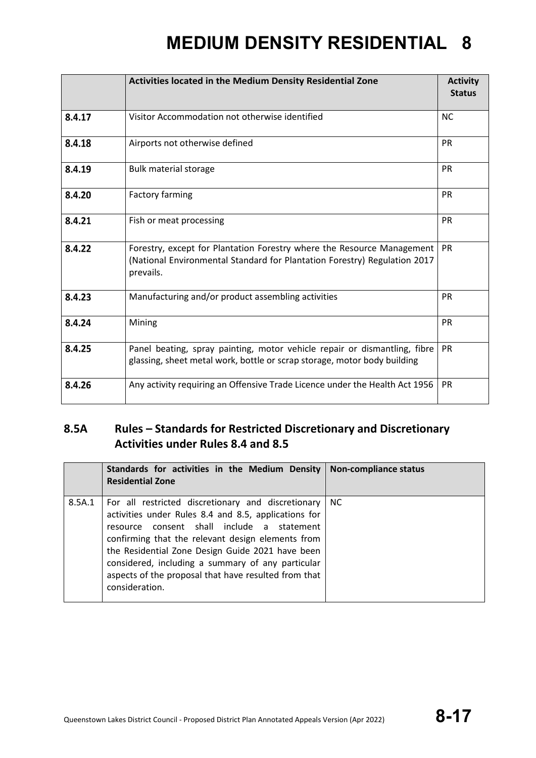|  | Activities located in the Medium Density Residential Zone | Activity Status |
|---|---|---|
| 8.4.17 | Visitor Accommodation not otherwise identified | NC |
| 8.4.18 | Airports not otherwise defined | PR |
| 8.4.19 | Bulk material storage | PR |
| 8.4.20 | Factory farming | PR |
| 8.4.21 | Fish or meat processing | PR |
| 8.4.22 | Forestry, except for Plantation Forestry where the Resource Management (National Environmental Standard for Plantation Forestry) Regulation 2017 prevails. | PR |
| 8.4.23 | Manufacturing and/or product assembling activities | PR |
| 8.4.24 | Mining | PR |
| 8.4.25 | Panel beating, spray painting, motor vehicle repair or dismantling, fibre glassing, sheet metal work, bottle or scrap storage, motor body building | PR |
| 8.4.26 | Any activity requiring an Offensive Trade Licence under the Health Act 1956 | PR |

## 8.5A Rules – Standards for Restricted Discretionary and Discretionary Activities under Rules 8.4 and 8.5

|  | Standards for activities in the Medium Density Residential Zone | Non-compliance status |
|---|---|---|
| 8.5A.1 | For all restricted discretionary and discretionary activities under Rules 8.4 and 8.5, applications for resource consent shall include a statement confirming that the relevant design elements from the Residential Zone Design Guide 2021 have been considered, including a summary of any particular aspects of the proposal that have resulted from that consideration. | NC |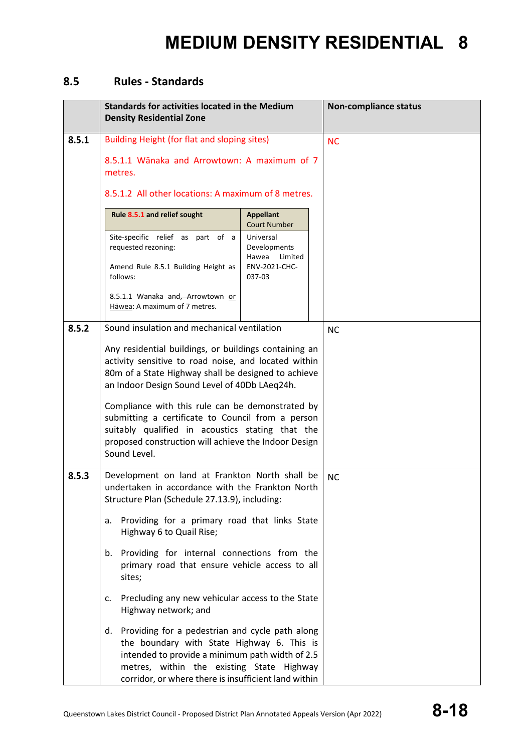# MEDIUM DENSITY RESIDENTIAL 8

## 8.5 Rules - Standards

| | Standards for activities located in the Medium Density Residential Zone | Non-compliance status |
|---|---|---|
| 8.5.1 | Building Height (for flat and sloping sites)<br><br>8.5.1.1 Wānaka and Arrowtown: A maximum of 7 metres.<br><br>8.5.1.2 All other locations: A maximum of 8 metres.<br><br>**Rule 8.5.1 and relief sought** / **Appellant** Court Number:<br>Site-specific relief as part of a requested rezoning:<br>Amend Rule 8.5.1 Building Height as follows:<br>8.5.1.1 Wanaka ~~and,~~ Arrowtown <u>or Hāwea</u>: A maximum of 7 metres.<br>— Universal Developments Hawea Limited ENV-2021-CHC-037-03 | NC |
| 8.5.2 | Sound insulation and mechanical ventilation<br><br>Any residential buildings, or buildings containing an activity sensitive to road noise, and located within 80m of a State Highway shall be designed to achieve an Indoor Design Sound Level of 40Db LAeq24h.<br><br>Compliance with this rule can be demonstrated by submitting a certificate to Council from a person suitably qualified in acoustics stating that the proposed construction will achieve the Indoor Design Sound Level. | NC |
| 8.5.3 | Development on land at Frankton North shall be undertaken in accordance with the Frankton North Structure Plan (Schedule 27.13.9), including:<br><br>a. Providing for a primary road that links State Highway 6 to Quail Rise;<br><br>b. Providing for internal connections from the primary road that ensure vehicle access to all sites;<br><br>c. Precluding any new vehicular access to the State Highway network; and<br><br>d. Providing for a pedestrian and cycle path along the boundary with State Highway 6. This is intended to provide a minimum path width of 2.5 metres, within the existing State Highway corridor, or where there is insufficient land within | NC |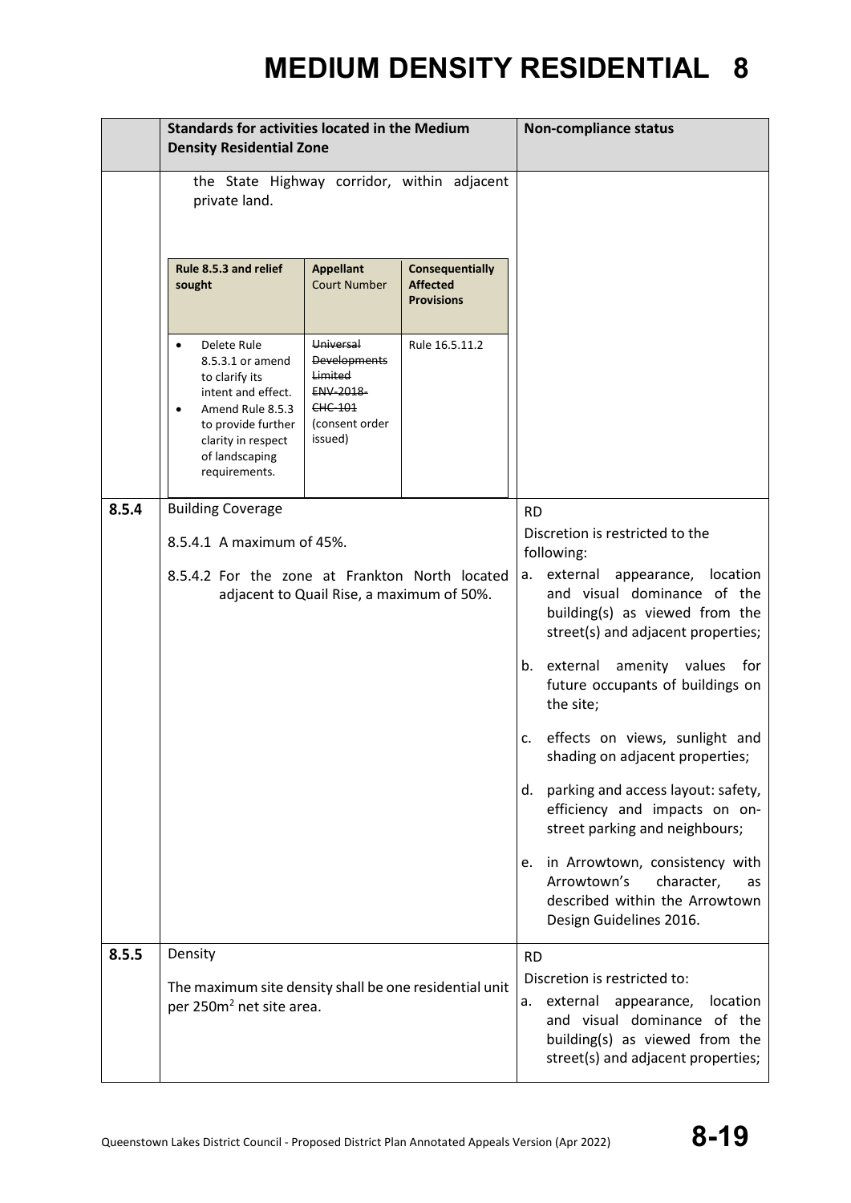# MEDIUM DENSITY RESIDENTIAL 8

| | Standards for activities located in the Medium Density Residential Zone | Non-compliance status |
|---|---|---|
| | the State Highway corridor, within adjacent private land.<br><br>**Rule 8.5.3 and relief sought** / **Appellant** Court Number / **Consequentially Affected Provisions**<br><br>• Delete Rule 8.5.3.1 or amend to clarify its intent and effect.<br>• Amend Rule 8.5.3 to provide further clarity in respect of landscaping requirements.<br>~~Universal Developments Limited ENV-2018-CHC-101~~ (consent order issued)<br>Rule 16.5.11.2 | |
| **8.5.4** | Building Coverage<br><br>8.5.4.1 A maximum of 45%.<br><br>8.5.4.2 For the zone at Frankton North located adjacent to Quail Rise, a maximum of 50%. | RD<br><br>Discretion is restricted to the following:<br><br>a. external appearance, location and visual dominance of the building(s) as viewed from the street(s) and adjacent properties;<br><br>b. external amenity values for future occupants of buildings on the site;<br><br>c. effects on views, sunlight and shading on adjacent properties;<br><br>d. parking and access layout: safety, efficiency and impacts on on-street parking and neighbours;<br><br>e. in Arrowtown, consistency with Arrowtown's character, as described within the Arrowtown Design Guidelines 2016. |
| **8.5.5** | Density<br><br>The maximum site density shall be one residential unit per 250m² net site area. | RD<br><br>Discretion is restricted to:<br><br>a. external appearance, location and visual dominance of the building(s) as viewed from the street(s) and adjacent properties; |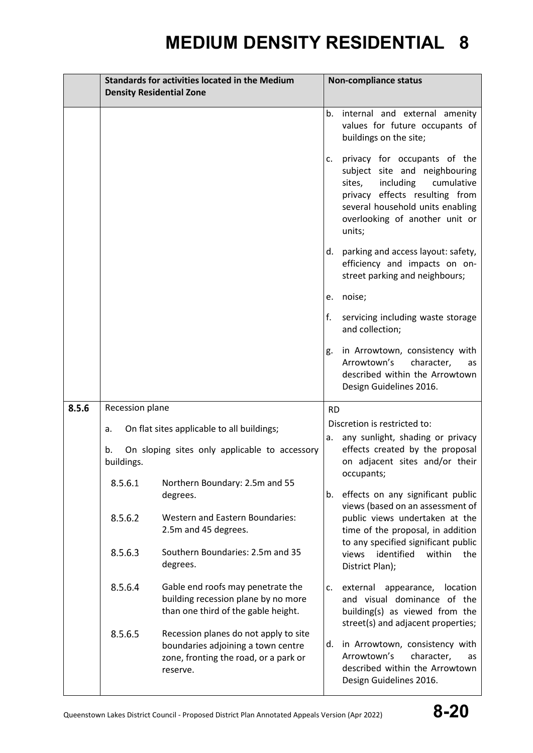# MEDIUM DENSITY RESIDENTIAL 8

| | Standards for activities located in the Medium Density Residential Zone | Non-compliance status |
|---|---|---|
| | | b. internal and external amenity values for future occupants of buildings on the site;<br><br>c. privacy for occupants of the subject site and neighbouring sites, including cumulative privacy effects resulting from several household units enabling overlooking of another unit or units;<br><br>d. parking and access layout: safety, efficiency and impacts on on-street parking and neighbours;<br><br>e. noise;<br><br>f. servicing including waste storage and collection;<br><br>g. in Arrowtown, consistency with Arrowtown's character, as described within the Arrowtown Design Guidelines 2016. |
| **8.5.6** | Recession plane<br><br>a. On flat sites applicable to all buildings;<br><br>b. On sloping sites only applicable to accessory buildings.<br><br>8.5.6.1 Northern Boundary: 2.5m and 55 degrees.<br><br>8.5.6.2 Western and Eastern Boundaries: 2.5m and 45 degrees.<br><br>8.5.6.3 Southern Boundaries: 2.5m and 35 degrees.<br><br>8.5.6.4 Gable end roofs may penetrate the building recession plane by no more than one third of the gable height.<br><br>8.5.6.5 Recession planes do not apply to site boundaries adjoining a town centre zone, fronting the road, or a park or reserve. | RD<br><br>Discretion is restricted to:<br><br>a. any sunlight, shading or privacy effects created by the proposal on adjacent sites and/or their occupants;<br><br>b. effects on any significant public views (based on an assessment of public views undertaken at the time of the proposal, in addition to any specified significant public views identified within the District Plan);<br><br>c. external appearance, location and visual dominance of the building(s) as viewed from the street(s) and adjacent properties;<br><br>d. in Arrowtown, consistency with Arrowtown's character, as described within the Arrowtown Design Guidelines 2016. |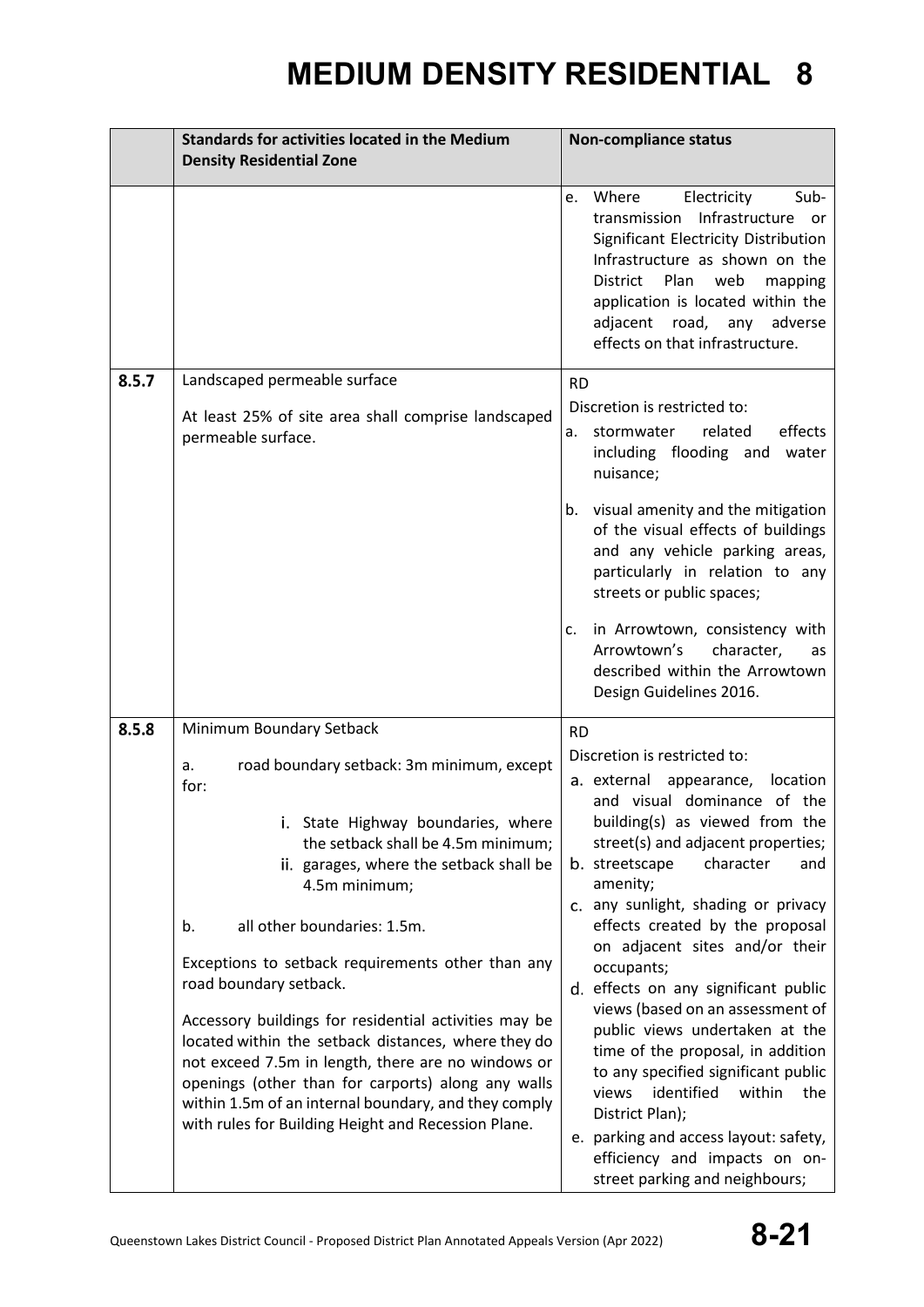# MEDIUM DENSITY RESIDENTIAL 8

| | Standards for activities located in the Medium Density Residential Zone | Non-compliance status |
|---|---|---|
| | | e. Where Electricity Sub-transmission Infrastructure or Significant Electricity Distribution Infrastructure as shown on the District Plan web mapping application is located within the adjacent road, any adverse effects on that infrastructure. |
| **8.5.7** | Landscaped permeable surface<br><br>At least 25% of site area shall comprise landscaped permeable surface. | RD<br>Discretion is restricted to:<br>a. stormwater related effects including flooding and water nuisance;<br>b. visual amenity and the mitigation of the visual effects of buildings and any vehicle parking areas, particularly in relation to any streets or public spaces;<br>c. in Arrowtown, consistency with Arrowtown's character, as described within the Arrowtown Design Guidelines 2016. |
| **8.5.8** | Minimum Boundary Setback<br><br>a. road boundary setback: 3m minimum, except for:<br>i. State Highway boundaries, where the setback shall be 4.5m minimum;<br>ii. garages, where the setback shall be 4.5m minimum;<br><br>b. all other boundaries: 1.5m.<br><br>Exceptions to setback requirements other than any road boundary setback.<br><br>Accessory buildings for residential activities may be located within the setback distances, where they do not exceed 7.5m in length, there are no windows or openings (other than for carports) along any walls within 1.5m of an internal boundary, and they comply with rules for Building Height and Recession Plane. | RD<br>Discretion is restricted to:<br>a. external appearance, location and visual dominance of the building(s) as viewed from the street(s) and adjacent properties;<br>b. streetscape character and amenity;<br>c. any sunlight, shading or privacy effects created by the proposal on adjacent sites and/or their occupants;<br>d. effects on any significant public views (based on an assessment of public views undertaken at the time of the proposal, in addition to any specified significant public views identified within the District Plan);<br>e. parking and access layout: safety, efficiency and impacts on on-street parking and neighbours; |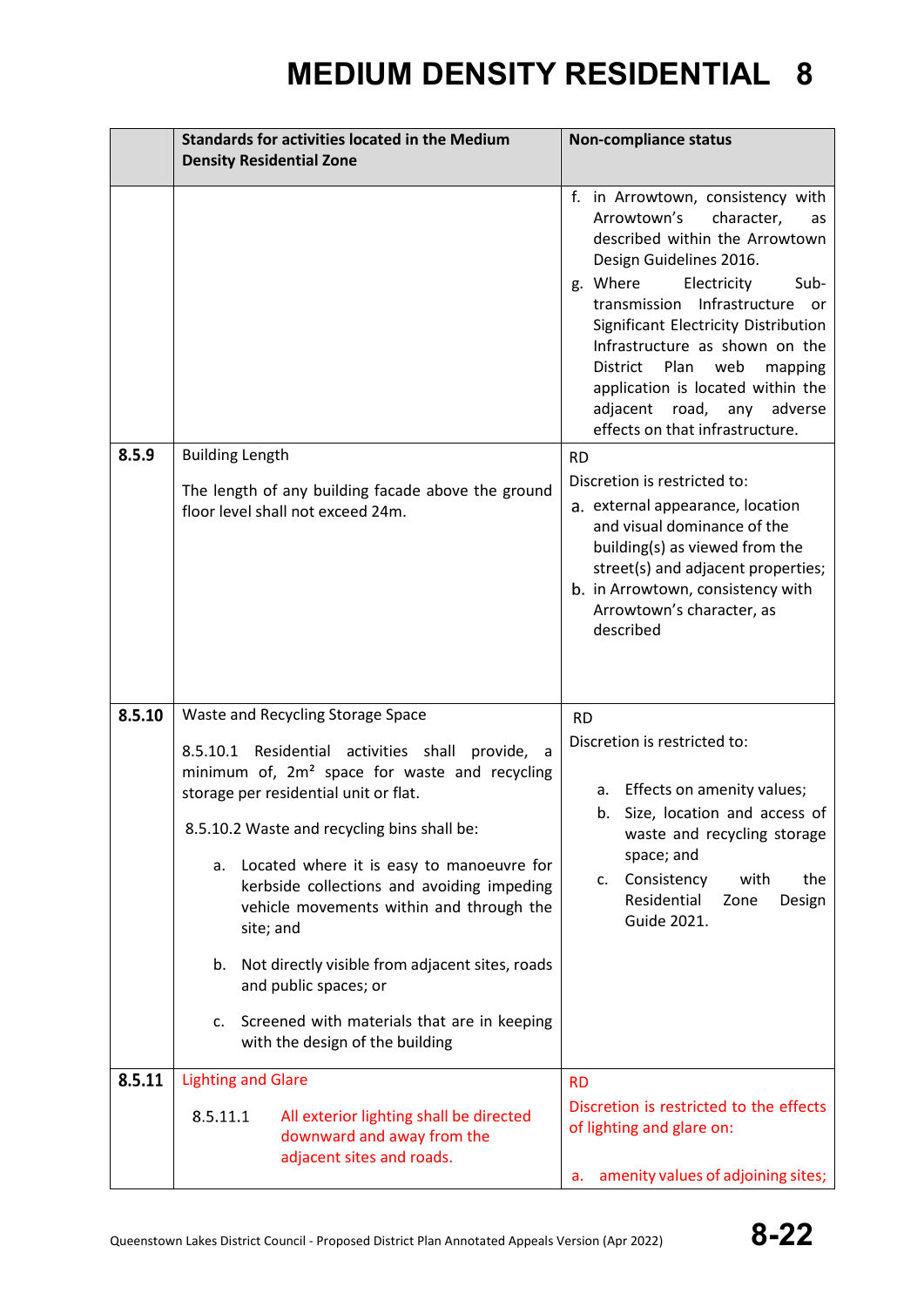# MEDIUM DENSITY RESIDENTIAL 8

| | Standards for activities located in the Medium Density Residential Zone | Non-compliance status |
|---|---|---|
| | | f. in Arrowtown, consistency with Arrowtown's character, as described within the Arrowtown Design Guidelines 2016.<br>g. Where Electricity Sub-transmission Infrastructure or Significant Electricity Distribution Infrastructure as shown on the District Plan web mapping application is located within the adjacent road, any adverse effects on that infrastructure. |
| **8.5.9** | Building Length<br><br>The length of any building facade above the ground floor level shall not exceed 24m. | RD<br>Discretion is restricted to:<br>a. external appearance, location and visual dominance of the building(s) as viewed from the street(s) and adjacent properties;<br>b. in Arrowtown, consistency with Arrowtown's character, as described |
| **8.5.10** | Waste and Recycling Storage Space<br><br>8.5.10.1 Residential activities shall provide, a minimum of, 2m² space for waste and recycling storage per residential unit or flat.<br><br>8.5.10.2 Waste and recycling bins shall be:<br>a. Located where it is easy to manoeuvre for kerbside collections and avoiding impeding vehicle movements within and through the site; and<br>b. Not directly visible from adjacent sites, roads and public spaces; or<br>c. Screened with materials that are in keeping with the design of the building | RD<br>Discretion is restricted to:<br>a. Effects on amenity values;<br>b. Size, location and access of waste and recycling storage space; and<br>c. Consistency with the Residential Zone Design Guide 2021. |
| **8.5.11** | Lighting and Glare<br><br>8.5.11.1 All exterior lighting shall be directed downward and away from the adjacent sites and roads. | RD<br>Discretion is restricted to the effects of lighting and glare on:<br><br>a. amenity values of adjoining sites; |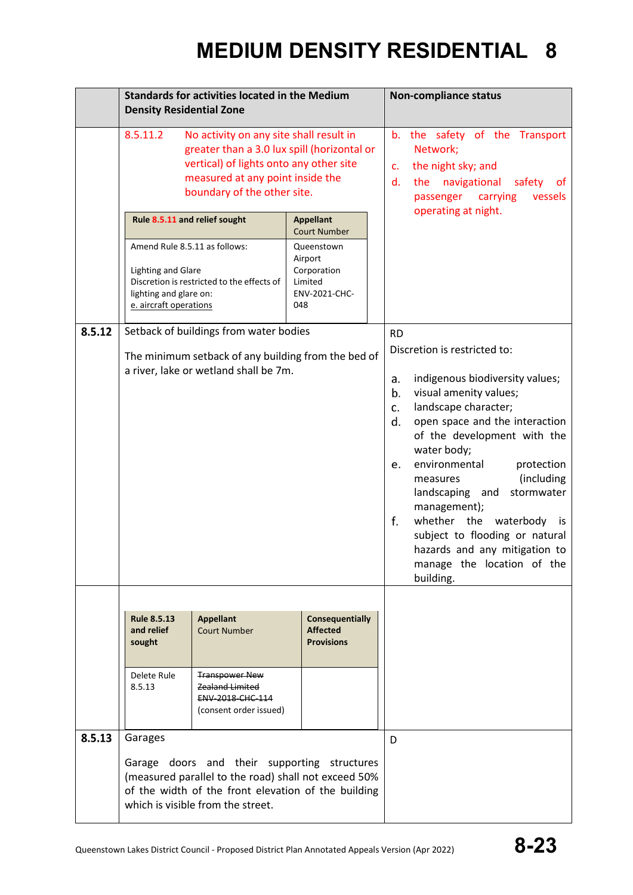# MEDIUM DENSITY RESIDENTIAL 8

| | Standards for activities located in the Medium Density Residential Zone | Non-compliance status |
|---|---|---|
| | 8.5.11.2 No activity on any site shall result in greater than a 3.0 lux spill (horizontal or vertical) of lights onto any other site measured at any point inside the boundary of the other site.<br><br>**Rule 8.5.11 and relief sought:** Amend Rule 8.5.11 as follows:<br>Lighting and Glare<br>Discretion is restricted to the effects of lighting and glare on:<br>e. aircraft operations<br>**Appellant Court Number:** Queenstown Airport Corporation Limited ENV-2021-CHC-048 | b. the safety of the Transport Network;<br>c. the night sky; and<br>d. the navigational safety of passenger carrying vessels operating at night. |
| **8.5.12** | Setback of buildings from water bodies<br><br>The minimum setback of any building from the bed of a river, lake or wetland shall be 7m. | RD<br>Discretion is restricted to:<br>a. indigenous biodiversity values;<br>b. visual amenity values;<br>c. landscape character;<br>d. open space and the interaction of the development with the water body;<br>e. environmental protection measures (including landscaping and stormwater management);<br>f. whether the waterbody is subject to flooding or natural hazards and any mitigation to manage the location of the building. |
| | **Rule 8.5.13 and relief sought:** Delete Rule 8.5.13<br>**Appellant Court Number:** ~~Transpower New Zealand Limited ENV-2018-CHC-114~~ (consent order issued)<br>**Consequentially Affected Provisions:** | |
| **8.5.13** | Garages<br><br>Garage doors and their supporting structures (measured parallel to the road) shall not exceed 50% of the width of the front elevation of the building which is visible from the street. | D |

Queenstown Lakes District Council - Proposed District Plan Annotated Appeals Version (Apr 2022)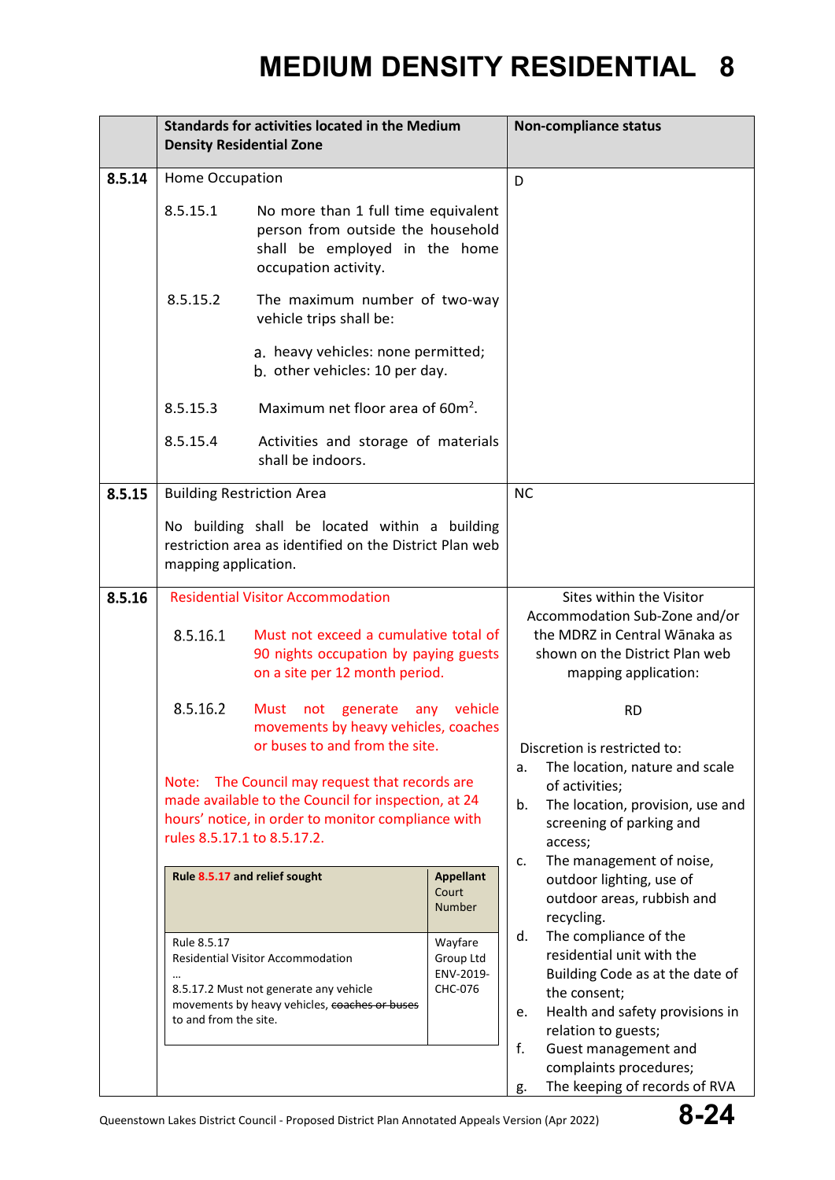# MEDIUM DENSITY RESIDENTIAL 8

| | Standards for activities located in the Medium Density Residential Zone | Non-compliance status |
|---|---|---|
| **8.5.14** | Home Occupation<br><br>8.5.15.1 No more than 1 full time equivalent person from outside the household shall be employed in the home occupation activity.<br><br>8.5.15.2 The maximum number of two-way vehicle trips shall be:<br>a. heavy vehicles: none permitted;<br>b. other vehicles: 10 per day.<br><br>8.5.15.3 Maximum net floor area of 60m².<br><br>8.5.15.4 Activities and storage of materials shall be indoors. | D |
| **8.5.15** | Building Restriction Area<br><br>No building shall be located within a building restriction area as identified on the District Plan web mapping application. | NC |
| **8.5.16** | Residential Visitor Accommodation<br><br>8.5.16.1 Must not exceed a cumulative total of 90 nights occupation by paying guests on a site per 12 month period.<br><br>8.5.16.2 Must not generate any vehicle movements by heavy vehicles, coaches or buses to and from the site.<br><br>Note: The Council may request that records are made available to the Council for inspection, at 24 hours' notice, in order to monitor compliance with rules 8.5.17.1 to 8.5.17.2.<br><br>**Rule 8.5.17 and relief sought** / **Appellant** Court Number:<br>Rule 8.5.17 Residential Visitor Accommodation … 8.5.17.2 Must not generate any vehicle movements by heavy vehicles, ~~coaches or buses~~ to and from the site. / Wayfare Group Ltd ENV-2019-CHC-076 | Sites within the Visitor Accommodation Sub-Zone and/or the MDRZ in Central Wānaka as shown on the District Plan web mapping application:<br><br>RD<br><br>Discretion is restricted to:<br>a. The location, nature and scale of activities;<br>b. The location, provision, use and screening of parking and access;<br>c. The management of noise, outdoor lighting, use of outdoor areas, rubbish and recycling.<br>d. The compliance of the residential unit with the Building Code as at the date of the consent;<br>e. Health and safety provisions in relation to guests;<br>f. Guest management and complaints procedures;<br>g. The keeping of records of RVA |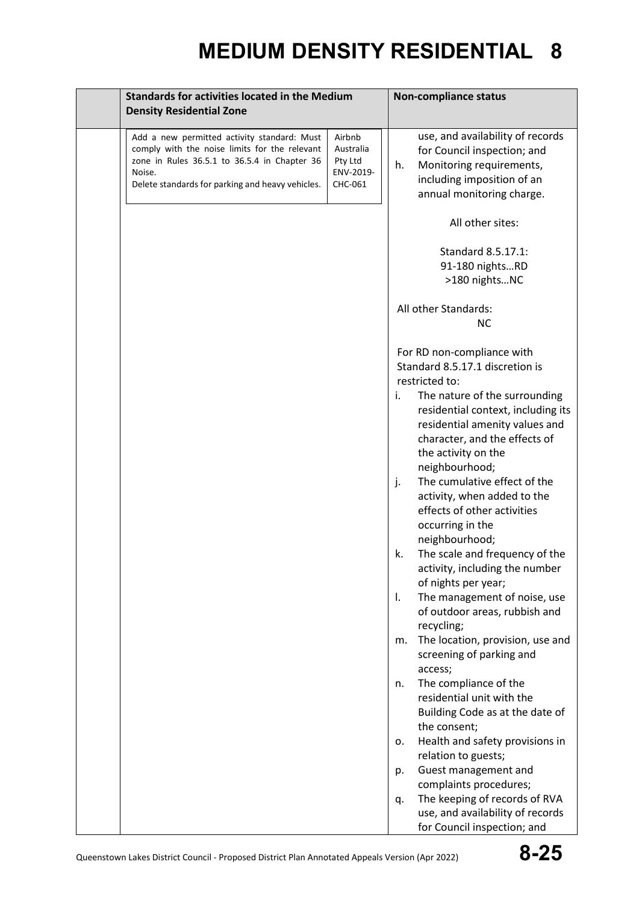# MEDIUM DENSITY RESIDENTIAL 8

| | Standards for activities located in the Medium Density Residential Zone | Non-compliance status |
|---|---|---|
| | Add a new permitted activity standard: Must comply with the noise limits for the relevant zone in Rules 36.5.1 to 36.5.4 in Chapter 36 Noise.<br>Delete standards for parking and heavy vehicles. — Airbnb Australia Pty Ltd ENV-2019-CHC-061 | use, and availability of records for Council inspection; and<br>h. Monitoring requirements, including imposition of an annual monitoring charge.<br><br>All other sites:<br><br>Standard 8.5.17.1:<br>91-180 nights…RD<br>>180 nights…NC<br><br>All other Standards:<br>NC<br><br>For RD non-compliance with Standard 8.5.17.1 discretion is restricted to:<br>i. The nature of the surrounding residential context, including its residential amenity values and character, and the effects of the activity on the neighbourhood;<br>j. The cumulative effect of the activity, when added to the effects of other activities occurring in the neighbourhood;<br>k. The scale and frequency of the activity, including the number of nights per year;<br>l. The management of noise, use of outdoor areas, rubbish and recycling;<br>m. The location, provision, use and screening of parking and access;<br>n. The compliance of the residential unit with the Building Code as at the date of the consent;<br>o. Health and safety provisions in relation to guests;<br>p. Guest management and complaints procedures;<br>q. The keeping of records of RVA use, and availability of records for Council inspection; and |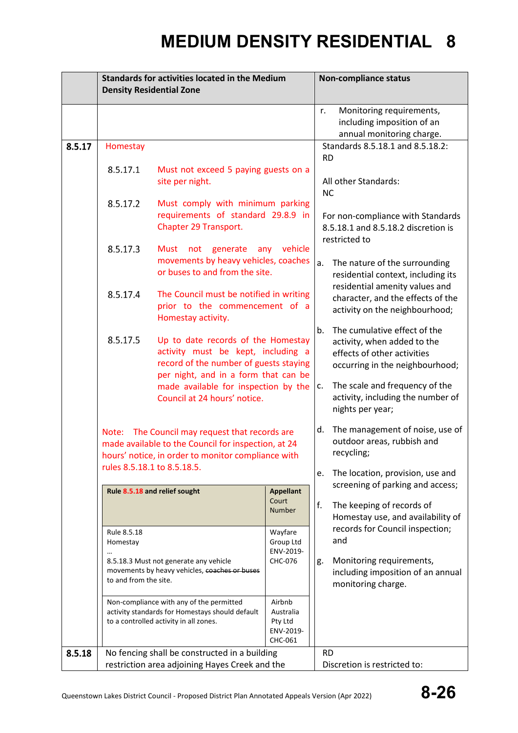# MEDIUM DENSITY RESIDENTIAL 8

| | Standards for activities located in the Medium Density Residential Zone | Non-compliance status |
|---|---|---|
| | | r. Monitoring requirements, including imposition of an annual monitoring charge. |
| **8.5.17** | Homestay<br><br>8.5.17.1 Must not exceed 5 paying guests on a site per night.<br><br>8.5.17.2 Must comply with minimum parking requirements of standard 29.8.9 in Chapter 29 Transport.<br><br>8.5.17.3 Must not generate any vehicle movements by heavy vehicles, coaches or buses to and from the site.<br><br>8.5.17.4 The Council must be notified in writing prior to the commencement of a Homestay activity.<br><br>8.5.17.5 Up to date records of the Homestay activity must be kept, including a record of the number of guests staying per night, and in a form that can be made available for inspection by the Council at 24 hours' notice.<br><br>Note: The Council may request that records are made available to the Council for inspection, at 24 hours' notice, in order to monitor compliance with rules 8.5.18.1 to 8.5.18.5.<br><br>**Rule 8.5.18 and relief sought** / **Appellant** Court Number:<br>Rule 8.5.18 Homestay … 8.5.18.3 Must not generate any vehicle movements by heavy vehicles, ~~coaches or buses~~ to and from the site. — Wayfare Group Ltd ENV-2019-CHC-076<br>Non-compliance with any of the permitted activity standards for Homestays should default to a controlled activity in all zones. — Airbnb Australia Pty Ltd ENV-2019-CHC-061 | Standards 8.5.18.1 and 8.5.18.2: RD<br><br>All other Standards: NC<br><br>For non-compliance with Standards 8.5.18.1 and 8.5.18.2 discretion is restricted to<br><br>a. The nature of the surrounding residential context, including its residential amenity values and character, and the effects of the activity on the neighbourhood;<br><br>b. The cumulative effect of the activity, when added to the effects of other activities occurring in the neighbourhood;<br><br>c. The scale and frequency of the activity, including the number of nights per year;<br><br>d. The management of noise, use of outdoor areas, rubbish and recycling;<br><br>e. The location, provision, use and screening of parking and access;<br><br>f. The keeping of records of Homestay use, and availability of records for Council inspection; and<br><br>g. Monitoring requirements, including imposition of an annual monitoring charge. |
| **8.5.18** | No fencing shall be constructed in a building restriction area adjoining Hayes Creek and the | RD<br>Discretion is restricted to: |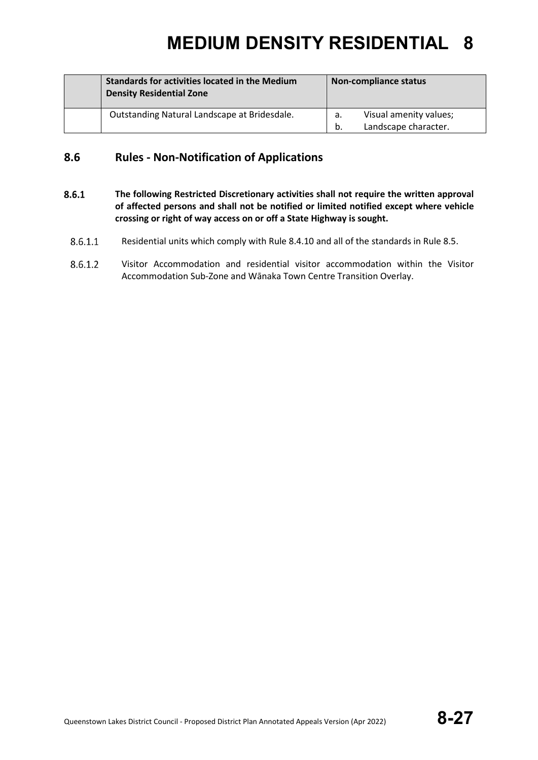| | Standards for activities located in the Medium Density Residential Zone | Non-compliance status |
|---|---|---|
| | Outstanding Natural Landscape at Bridesdale. | a. Visual amenity values;<br>b. Landscape character. |

## 8.6 Rules - Non-Notification of Applications

**8.6.1 The following Restricted Discretionary activities shall not require the written approval of affected persons and shall not be notified or limited notified except where vehicle crossing or right of way access on or off a State Highway is sought.**

8.6.1.1 Residential units which comply with Rule 8.4.10 and all of the standards in Rule 8.5.

8.6.1.2 Visitor Accommodation and residential visitor accommodation within the Visitor Accommodation Sub-Zone and Wānaka Town Centre Transition Overlay.